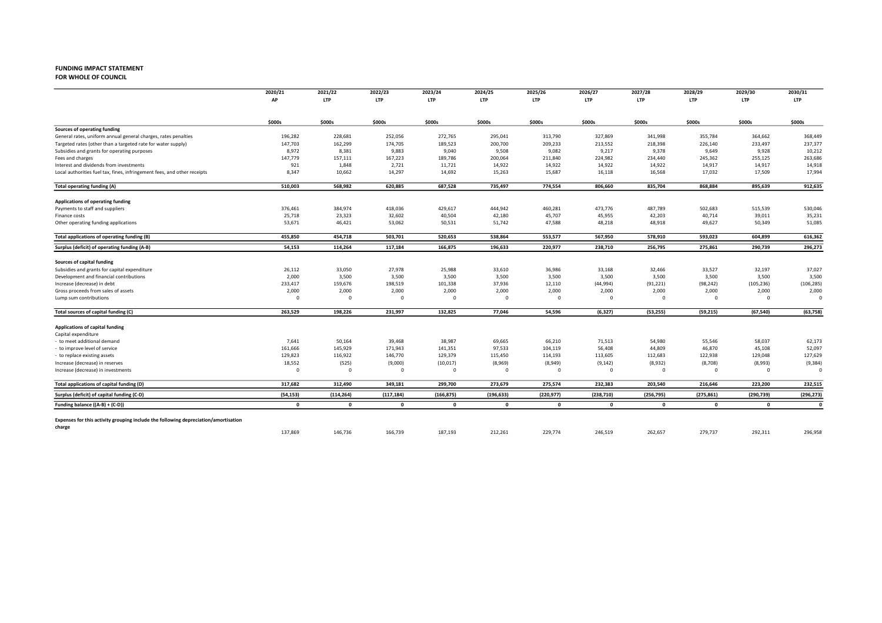**FUNDING IMPACT STATEMENT**
**FOR WHOLE OF COUNCIL**

| | 2020/21 | 2021/22 | 2022/23 | 2023/24 | 2024/25 | 2025/26 | 2026/27 | 2027/28 | 2028/29 | 2029/30 | 2030/31 |
|---|---|---|---|---|---|---|---|---|---|---|---|
| | AP | LTP | LTP | LTP | LTP | LTP | LTP | LTP | LTP | LTP | LTP |
| | $000s | $000s | $000s | $000s | $000s | $000s | $000s | $000s | $000s | $000s | $000s |
| **Sources of operating funding** | | | | | | | | | | | |
| General rates, uniform annual general charges, rates penalties | 196,282 | 228,681 | 252,056 | 272,765 | 295,041 | 313,790 | 327,869 | 341,998 | 355,784 | 364,662 | 368,449 |
| Targeted rates (other than a targeted rate for water supply) | 147,703 | 162,299 | 174,705 | 189,523 | 200,700 | 209,233 | 213,552 | 218,398 | 226,140 | 233,497 | 237,377 |
| Subsidies and grants for operating purposes | 8,972 | 8,381 | 9,883 | 9,040 | 9,508 | 9,082 | 9,217 | 9,378 | 9,649 | 9,928 | 10,212 |
| Fees and charges | 147,779 | 157,111 | 167,223 | 189,786 | 200,064 | 211,840 | 224,982 | 234,440 | 245,362 | 255,125 | 263,686 |
| Interest and dividends from investments | 921 | 1,848 | 2,721 | 11,721 | 14,922 | 14,922 | 14,922 | 14,922 | 14,917 | 14,917 | 14,918 |
| Local authorities fuel tax, fines, infringement fees, and other receipts | 8,347 | 10,662 | 14,297 | 14,692 | 15,263 | 15,687 | 16,118 | 16,568 | 17,032 | 17,509 | 17,994 |
| **Total operating funding (A)** | **510,003** | **568,982** | **620,885** | **687,528** | **735,497** | **774,554** | **806,660** | **835,704** | **868,884** | **895,639** | **912,635** |
| **Applications of operating funding** | | | | | | | | | | | |
| Payments to staff and suppliers | 376,461 | 384,974 | 418,036 | 429,617 | 444,942 | 460,281 | 473,776 | 487,789 | 502,683 | 515,539 | 530,046 |
| Finance costs | 25,718 | 23,323 | 32,602 | 40,504 | 42,180 | 45,707 | 45,955 | 42,203 | 40,714 | 39,011 | 35,231 |
| Other operating funding applications | 53,671 | 46,421 | 53,062 | 50,531 | 51,742 | 47,588 | 48,218 | 48,918 | 49,627 | 50,349 | 51,085 |
| **Total applications of operating funding (B)** | **455,850** | **454,718** | **503,701** | **520,653** | **538,864** | **553,577** | **567,950** | **578,910** | **593,023** | **604,899** | **616,362** |
| **Surplus (deficit) of operating funding (A-B)** | **54,153** | **114,264** | **117,184** | **166,875** | **196,633** | **220,977** | **238,710** | **256,795** | **275,861** | **290,739** | **296,273** |
| **Sources of capital funding** | | | | | | | | | | | |
| Subsidies and grants for capital expenditure | 26,112 | 33,050 | 27,978 | 25,988 | 33,610 | 36,986 | 33,168 | 32,466 | 33,527 | 32,197 | 37,027 |
| Development and financial contributions | 2,000 | 3,500 | 3,500 | 3,500 | 3,500 | 3,500 | 3,500 | 3,500 | 3,500 | 3,500 | 3,500 |
| Increase (decrease) in debt | 233,417 | 159,676 | 198,519 | 101,338 | 37,936 | 12,110 | (44,994) | (91,221) | (98,242) | (105,236) | (106,285) |
| Gross proceeds from sales of assets | 2,000 | 2,000 | 2,000 | 2,000 | 2,000 | 2,000 | 2,000 | 2,000 | 2,000 | 2,000 | 2,000 |
| Lump sum contributions | 0 | 0 | 0 | 0 | 0 | 0 | 0 | 0 | 0 | 0 | 0 |
| **Total sources of capital funding (C)** | **263,529** | **198,226** | **231,997** | **132,825** | **77,046** | **54,596** | **(6,327)** | **(53,255)** | **(59,215)** | **(67,540)** | **(63,758)** |
| **Applications of capital funding** | | | | | | | | | | | |
| Capital expenditure | | | | | | | | | | | |
| - to meet additional demand | 7,641 | 50,164 | 39,468 | 38,987 | 69,665 | 66,210 | 71,513 | 54,980 | 55,546 | 58,037 | 62,173 |
| - to improve level of service | 161,666 | 145,929 | 171,943 | 141,351 | 97,533 | 104,119 | 56,408 | 44,809 | 46,870 | 45,108 | 52,097 |
| - to replace existing assets | 129,823 | 116,922 | 146,770 | 129,379 | 115,450 | 114,193 | 113,605 | 112,683 | 122,938 | 129,048 | 127,629 |
| Increase (decrease) in reserves | 18,552 | (525) | (9,000) | (10,017) | (8,969) | (8,949) | (9,142) | (8,932) | (8,708) | (8,993) | (9,384) |
| Increase (decrease) in investments | 0 | 0 | 0 | 0 | 0 | 0 | 0 | 0 | 0 | 0 | 0 |
| **Total applications of capital funding (D)** | **317,682** | **312,490** | **349,181** | **299,700** | **273,679** | **275,574** | **232,383** | **203,540** | **216,646** | **223,200** | **232,515** |
| **Surplus (deficit) of capital funding (C-D)** | **(54,153)** | **(114,264)** | **(117,184)** | **(166,875)** | **(196,633)** | **(220,977)** | **(238,710)** | **(256,795)** | **(275,861)** | **(290,739)** | **(296,273)** |
| **Funding balance ((A-B) + (C-D))** | **0** | **0** | **0** | **0** | **0** | **0** | **0** | **0** | **0** | **0** | **0** |
| **Expenses for this activity grouping include the following depreciation/amortisation charge** | 137,869 | 146,736 | 166,739 | 187,193 | 212,261 | 229,774 | 246,519 | 262,657 | 279,737 | 292,311 | 296,958 |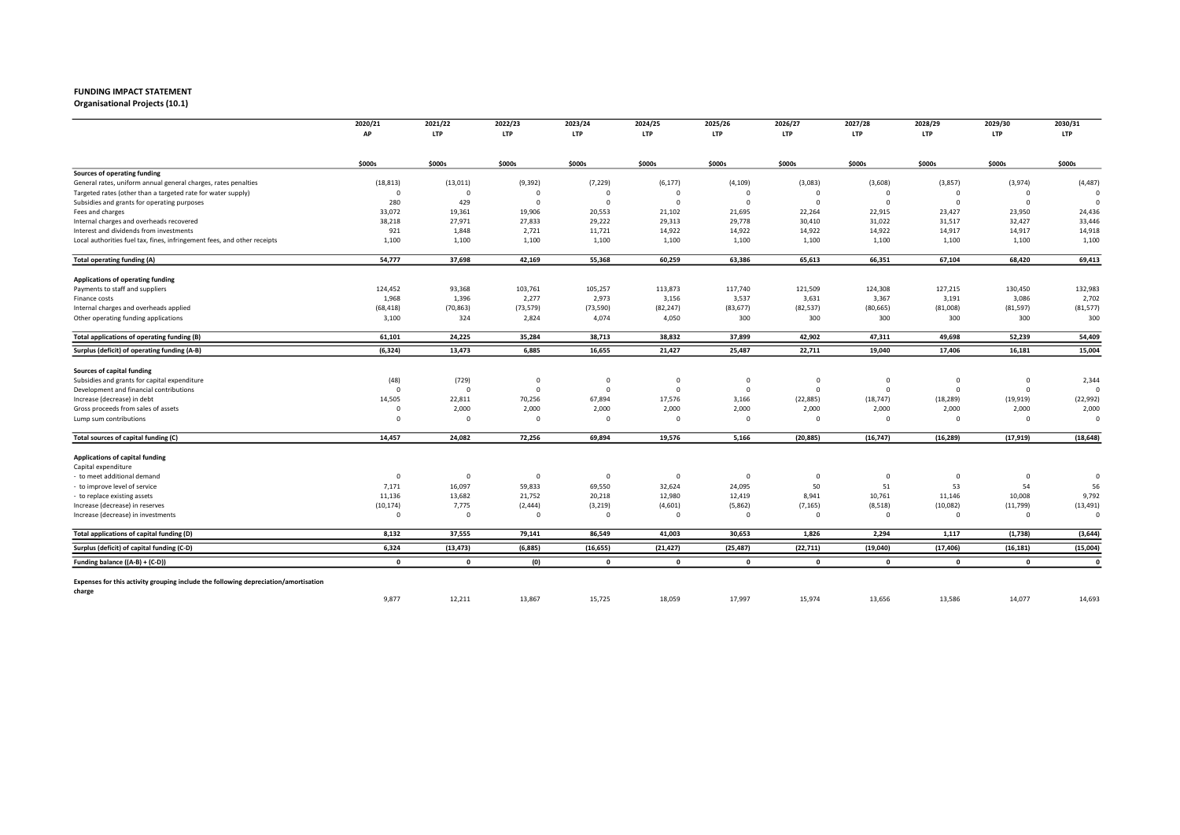**FUNDING IMPACT STATEMENT**
**Organisational Projects (10.1)**

| | 2020/21 AP | 2021/22 LTP | 2022/23 LTP | 2023/24 LTP | 2024/25 LTP | 2025/26 LTP | 2026/27 LTP | 2027/28 LTP | 2028/29 LTP | 2029/30 LTP | 2030/31 LTP |
|---|---|---|---|---|---|---|---|---|---|---|---|
| | $000s | $000s | $000s | $000s | $000s | $000s | $000s | $000s | $000s | $000s | $000s |
| **Sources of operating funding** | | | | | | | | | | | |
| General rates, uniform annual general charges, rates penalties | (18,813) | (13,011) | (9,392) | (7,229) | (6,177) | (4,109) | (3,083) | (3,608) | (3,857) | (3,974) | (4,487) |
| Targeted rates (other than a targeted rate for water supply) | 0 | 0 | 0 | 0 | 0 | 0 | 0 | 0 | 0 | 0 | 0 |
| Subsidies and grants for operating purposes | 280 | 429 | 0 | 0 | 0 | 0 | 0 | 0 | 0 | 0 | 0 |
| Fees and charges | 33,072 | 19,361 | 19,906 | 20,553 | 21,102 | 21,695 | 22,264 | 22,915 | 23,427 | 23,950 | 24,436 |
| Internal charges and overheads recovered | 38,218 | 27,971 | 27,833 | 29,222 | 29,313 | 29,778 | 30,410 | 31,022 | 31,517 | 32,427 | 33,446 |
| Interest and dividends from investments | 921 | 1,848 | 2,721 | 11,721 | 14,922 | 14,922 | 14,922 | 14,922 | 14,917 | 14,917 | 14,918 |
| Local authorities fuel tax, fines, infringement fees, and other receipts | 1,100 | 1,100 | 1,100 | 1,100 | 1,100 | 1,100 | 1,100 | 1,100 | 1,100 | 1,100 | 1,100 |
| **Total operating funding (A)** | **54,777** | **37,698** | **42,169** | **55,368** | **60,259** | **63,386** | **65,613** | **66,351** | **67,104** | **68,420** | **69,413** |
| **Applications of operating funding** | | | | | | | | | | | |
| Payments to staff and suppliers | 124,452 | 93,368 | 103,761 | 105,257 | 113,873 | 117,740 | 121,509 | 124,308 | 127,215 | 130,450 | 132,983 |
| Finance costs | 1,968 | 1,396 | 2,277 | 2,973 | 3,156 | 3,537 | 3,631 | 3,367 | 3,191 | 3,086 | 2,702 |
| Internal charges and overheads applied | (68,418) | (70,863) | (73,579) | (73,590) | (82,247) | (83,677) | (82,537) | (80,665) | (81,008) | (81,597) | (81,577) |
| Other operating funding applications | 3,100 | 324 | 2,824 | 4,074 | 4,050 | 300 | 300 | 300 | 300 | 300 | 300 |
| **Total applications of operating funding (B)** | **61,101** | **24,225** | **35,284** | **38,713** | **38,832** | **37,899** | **42,902** | **47,311** | **49,698** | **52,239** | **54,409** |
| **Surplus (deficit) of operating funding (A-B)** | **(6,324)** | **13,473** | **6,885** | **16,655** | **21,427** | **25,487** | **22,711** | **19,040** | **17,406** | **16,181** | **15,004** |
| **Sources of capital funding** | | | | | | | | | | | |
| Subsidies and grants for capital expenditure | (48) | (729) | 0 | 0 | 0 | 0 | 0 | 0 | 0 | 0 | 2,344 |
| Development and financial contributions | 0 | 0 | 0 | 0 | 0 | 0 | 0 | 0 | 0 | 0 | 0 |
| Increase (decrease) in debt | 14,505 | 22,811 | 70,256 | 67,894 | 17,576 | 3,166 | (22,885) | (18,747) | (18,289) | (19,919) | (22,992) |
| Gross proceeds from sales of assets | 0 | 2,000 | 2,000 | 2,000 | 2,000 | 2,000 | 2,000 | 2,000 | 2,000 | 2,000 | 2,000 |
| Lump sum contributions | 0 | 0 | 0 | 0 | 0 | 0 | 0 | 0 | 0 | 0 | 0 |
| **Total sources of capital funding (C)** | **14,457** | **24,082** | **72,256** | **69,894** | **19,576** | **5,166** | **(20,885)** | **(16,747)** | **(16,289)** | **(17,919)** | **(18,648)** |
| **Applications of capital funding** | | | | | | | | | | | |
| Capital expenditure | | | | | | | | | | | |
| - to meet additional demand | 0 | 0 | 0 | 0 | 0 | 0 | 0 | 0 | 0 | 0 | 0 |
| - to improve level of service | 7,171 | 16,097 | 59,833 | 69,550 | 32,624 | 24,095 | 50 | 51 | 53 | 54 | 56 |
| - to replace existing assets | 11,136 | 13,682 | 21,752 | 20,218 | 12,980 | 12,419 | 8,941 | 10,761 | 11,146 | 10,008 | 9,792 |
| Increase (decrease) in reserves | (10,174) | 7,775 | (2,444) | (3,219) | (4,601) | (5,862) | (7,165) | (8,518) | (10,082) | (11,799) | (13,491) |
| Increase (decrease) in investments | 0 | 0 | 0 | 0 | 0 | 0 | 0 | 0 | 0 | 0 | 0 |
| **Total applications of capital funding (D)** | **8,132** | **37,555** | **79,141** | **86,549** | **41,003** | **30,653** | **1,826** | **2,294** | **1,117** | **(1,738)** | **(3,644)** |
| **Surplus (deficit) of capital funding (C-D)** | **6,324** | **(13,473)** | **(6,885)** | **(16,655)** | **(21,427)** | **(25,487)** | **(22,711)** | **(19,040)** | **(17,406)** | **(16,181)** | **(15,004)** |
| **Funding balance ((A-B) + (C-D))** | **0** | **0** | **(0)** | **0** | **0** | **0** | **0** | **0** | **0** | **0** | **0** |
| **Expenses for this activity grouping include the following depreciation/amortisation charge** | 9,877 | 12,211 | 13,867 | 15,725 | 18,059 | 17,997 | 15,974 | 13,656 | 13,586 | 14,077 | 14,693 |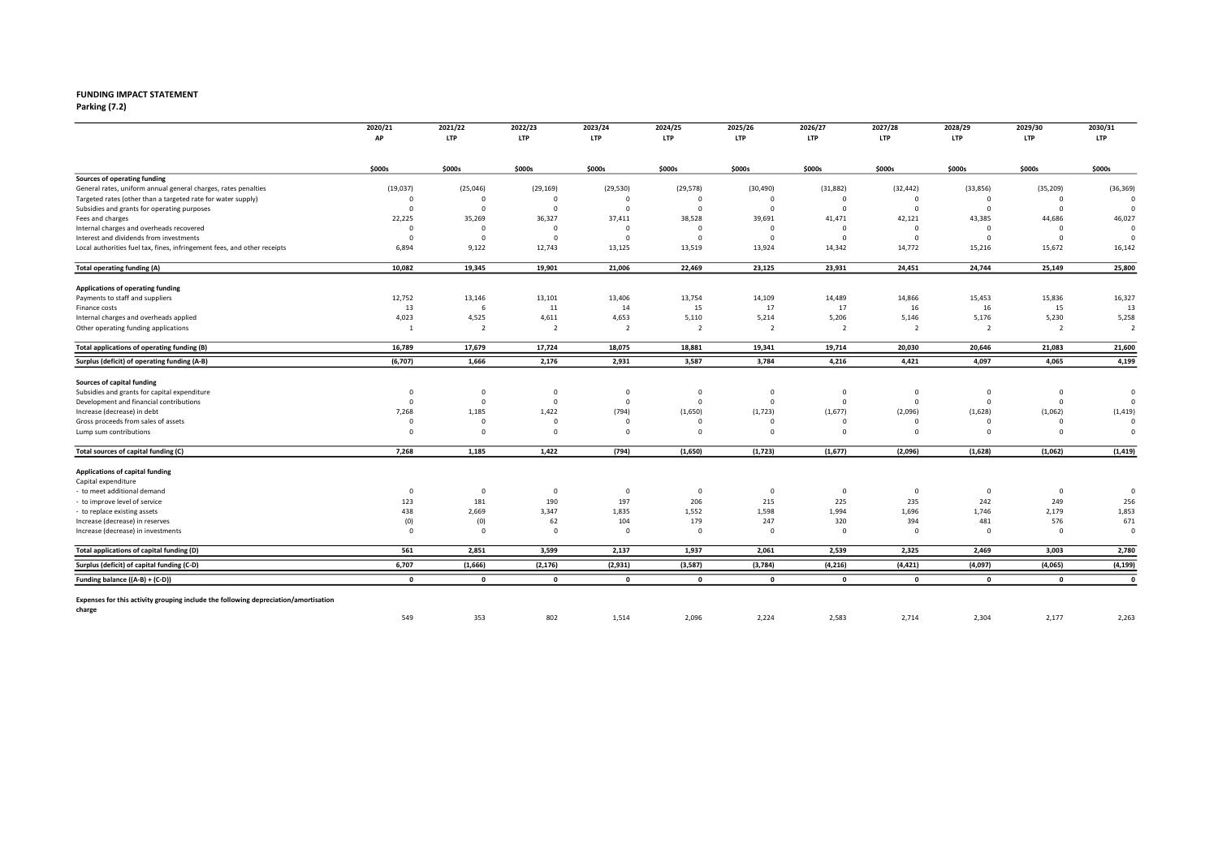**FUNDING IMPACT STATEMENT**

**Parking (7.2)**

| | 2020/21 AP | 2021/22 LTP | 2022/23 LTP | 2023/24 LTP | 2024/25 LTP | 2025/26 LTP | 2026/27 LTP | 2027/28 LTP | 2028/29 LTP | 2029/30 LTP | 2030/31 LTP |
|---|---|---|---|---|---|---|---|---|---|---|---|
| | $000s | $000s | $000s | $000s | $000s | $000s | $000s | $000s | $000s | $000s | $000s |
| **Sources of operating funding** | | | | | | | | | | | |
| General rates, uniform annual general charges, rates penalties | (19,037) | (25,046) | (29,169) | (29,530) | (29,578) | (30,490) | (31,882) | (32,442) | (33,856) | (35,209) | (36,369) |
| Targeted rates (other than a targeted rate for water supply) | 0 | 0 | 0 | 0 | 0 | 0 | 0 | 0 | 0 | 0 | 0 |
| Subsidies and grants for operating purposes | 0 | 0 | 0 | 0 | 0 | 0 | 0 | 0 | 0 | 0 | 0 |
| Fees and charges | 22,225 | 35,269 | 36,327 | 37,411 | 38,528 | 39,691 | 41,471 | 42,121 | 43,385 | 44,686 | 46,027 |
| Internal charges and overheads recovered | 0 | 0 | 0 | 0 | 0 | 0 | 0 | 0 | 0 | 0 | 0 |
| Interest and dividends from investments | 0 | 0 | 0 | 0 | 0 | 0 | 0 | 0 | 0 | 0 | 0 |
| Local authorities fuel tax, fines, infringement fees, and other receipts | 6,894 | 9,122 | 12,743 | 13,125 | 13,519 | 13,924 | 14,342 | 14,772 | 15,216 | 15,672 | 16,142 |
| **Total operating funding (A)** | **10,082** | **19,345** | **19,901** | **21,006** | **22,469** | **23,125** | **23,931** | **24,451** | **24,744** | **25,149** | **25,800** |
| **Applications of operating funding** | | | | | | | | | | | |
| Payments to staff and suppliers | 12,752 | 13,146 | 13,101 | 13,406 | 13,754 | 14,109 | 14,489 | 14,866 | 15,453 | 15,836 | 16,327 |
| Finance costs | 13 | 6 | 11 | 14 | 15 | 17 | 17 | 16 | 16 | 15 | 13 |
| Internal charges and overheads applied | 4,023 | 4,525 | 4,611 | 4,653 | 5,110 | 5,214 | 5,206 | 5,146 | 5,176 | 5,230 | 5,258 |
| Other operating funding applications | 1 | 2 | 2 | 2 | 2 | 2 | 2 | 2 | 2 | 2 | 2 |
| **Total applications of operating funding (B)** | **16,789** | **17,679** | **17,724** | **18,075** | **18,881** | **19,341** | **19,714** | **20,030** | **20,646** | **21,083** | **21,600** |
| **Surplus (deficit) of operating funding (A-B)** | **(6,707)** | **1,666** | **2,176** | **2,931** | **3,587** | **3,784** | **4,216** | **4,421** | **4,097** | **4,065** | **4,199** |
| **Sources of capital funding** | | | | | | | | | | | |
| Subsidies and grants for capital expenditure | 0 | 0 | 0 | 0 | 0 | 0 | 0 | 0 | 0 | 0 | 0 |
| Development and financial contributions | 0 | 0 | 0 | 0 | 0 | 0 | 0 | 0 | 0 | 0 | 0 |
| Increase (decrease) in debt | 7,268 | 1,185 | 1,422 | (794) | (1,650) | (1,723) | (1,677) | (2,096) | (1,628) | (1,062) | (1,419) |
| Gross proceeds from sales of assets | 0 | 0 | 0 | 0 | 0 | 0 | 0 | 0 | 0 | 0 | 0 |
| Lump sum contributions | 0 | 0 | 0 | 0 | 0 | 0 | 0 | 0 | 0 | 0 | 0 |
| **Total sources of capital funding (C)** | **7,268** | **1,185** | **1,422** | **(794)** | **(1,650)** | **(1,723)** | **(1,677)** | **(2,096)** | **(1,628)** | **(1,062)** | **(1,419)** |
| **Applications of capital funding** | | | | | | | | | | | |
| Capital expenditure | | | | | | | | | | | |
| - to meet additional demand | 0 | 0 | 0 | 0 | 0 | 0 | 0 | 0 | 0 | 0 | 0 |
| - to improve level of service | 123 | 181 | 190 | 197 | 206 | 215 | 225 | 235 | 242 | 249 | 256 |
| - to replace existing assets | 438 | 2,669 | 3,347 | 1,835 | 1,552 | 1,598 | 1,994 | 1,696 | 1,746 | 2,179 | 1,853 |
| Increase (decrease) in reserves | (0) | (0) | 62 | 104 | 179 | 247 | 320 | 394 | 481 | 576 | 671 |
| Increase (decrease) in investments | 0 | 0 | 0 | 0 | 0 | 0 | 0 | 0 | 0 | 0 | 0 |
| **Total applications of capital funding (D)** | **561** | **2,851** | **3,599** | **2,137** | **1,937** | **2,061** | **2,539** | **2,325** | **2,469** | **3,003** | **2,780** |
| **Surplus (deficit) of capital funding (C-D)** | **6,707** | **(1,666)** | **(2,176)** | **(2,931)** | **(3,587)** | **(3,784)** | **(4,216)** | **(4,421)** | **(4,097)** | **(4,065)** | **(4,199)** |
| **Funding balance ((A-B) + (C-D))** | **0** | **0** | **0** | **0** | **0** | **0** | **0** | **0** | **0** | **0** | **0** |
| **Expenses for this activity grouping include the following depreciation/amortisation charge** | 549 | 353 | 802 | 1,514 | 2,096 | 2,224 | 2,583 | 2,714 | 2,304 | 2,177 | 2,263 |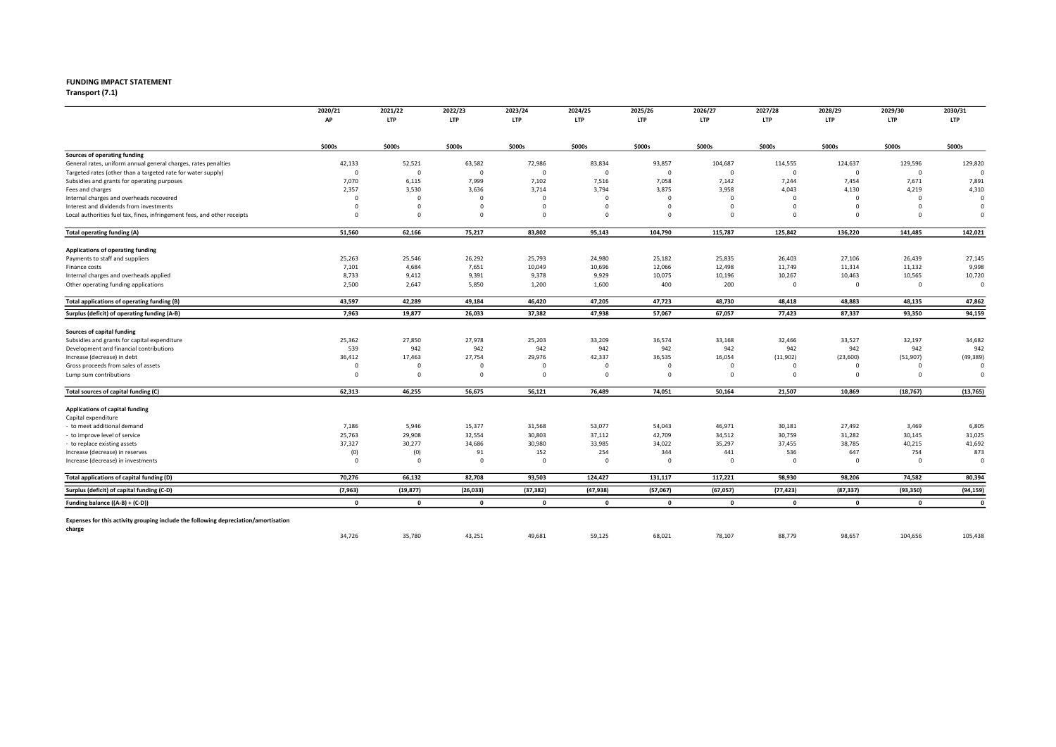**FUNDING IMPACT STATEMENT**

**Transport (7.1)**

| | 2020/21<br>AP | 2021/22<br>LTP | 2022/23<br>LTP | 2023/24<br>LTP | 2024/25<br>LTP | 2025/26<br>LTP | 2026/27<br>LTP | 2027/28<br>LTP | 2028/29<br>LTP | 2029/30<br>LTP | 2030/31<br>LTP |
|---|---|---|---|---|---|---|---|---|---|---|---|
| | $000s | $000s | $000s | $000s | $000s | $000s | $000s | $000s | $000s | $000s | $000s |
| **Sources of operating funding** | | | | | | | | | | | |
| General rates, uniform annual general charges, rates penalties | 42,133 | 52,521 | 63,582 | 72,986 | 83,834 | 93,857 | 104,687 | 114,555 | 124,637 | 129,596 | 129,820 |
| Targeted rates (other than a targeted rate for water supply) | 0 | 0 | 0 | 0 | 0 | 0 | 0 | 0 | 0 | 0 | 0 |
| Subsidies and grants for operating purposes | 7,070 | 6,115 | 7,999 | 7,102 | 7,516 | 7,058 | 7,142 | 7,244 | 7,454 | 7,671 | 7,891 |
| Fees and charges | 2,357 | 3,530 | 3,636 | 3,714 | 3,794 | 3,875 | 3,958 | 4,043 | 4,130 | 4,219 | 4,310 |
| Internal charges and overheads recovered | 0 | 0 | 0 | 0 | 0 | 0 | 0 | 0 | 0 | 0 | 0 |
| Interest and dividends from investments | 0 | 0 | 0 | 0 | 0 | 0 | 0 | 0 | 0 | 0 | 0 |
| Local authorities fuel tax, fines, infringement fees, and other receipts | 0 | 0 | 0 | 0 | 0 | 0 | 0 | 0 | 0 | 0 | 0 |
| **Total operating funding (A)** | **51,560** | **62,166** | **75,217** | **83,802** | **95,143** | **104,790** | **115,787** | **125,842** | **136,220** | **141,485** | **142,021** |
| **Applications of operating funding** | | | | | | | | | | | |
| Payments to staff and suppliers | 25,263 | 25,546 | 26,292 | 25,793 | 24,980 | 25,182 | 25,835 | 26,403 | 27,106 | 26,439 | 27,145 |
| Finance costs | 7,101 | 4,684 | 7,651 | 10,049 | 10,696 | 12,066 | 12,498 | 11,749 | 11,314 | 11,132 | 9,998 |
| Internal charges and overheads applied | 8,733 | 9,412 | 9,391 | 9,378 | 9,929 | 10,075 | 10,196 | 10,267 | 10,463 | 10,565 | 10,720 |
| Other operating funding applications | 2,500 | 2,647 | 5,850 | 1,200 | 1,600 | 400 | 200 | 0 | 0 | 0 | 0 |
| **Total applications of operating funding (B)** | **43,597** | **42,289** | **49,184** | **46,420** | **47,205** | **47,723** | **48,730** | **48,418** | **48,883** | **48,135** | **47,862** |
| **Surplus (deficit) of operating funding (A-B)** | **7,963** | **19,877** | **26,033** | **37,382** | **47,938** | **57,067** | **67,057** | **77,423** | **87,337** | **93,350** | **94,159** |
| **Sources of capital funding** | | | | | | | | | | | |
| Subsidies and grants for capital expenditure | 25,362 | 27,850 | 27,978 | 25,203 | 33,209 | 36,574 | 33,168 | 32,466 | 33,527 | 32,197 | 34,682 |
| Development and financial contributions | 539 | 942 | 942 | 942 | 942 | 942 | 942 | 942 | 942 | 942 | 942 |
| Increase (decrease) in debt | 36,412 | 17,463 | 27,754 | 29,976 | 42,337 | 36,535 | 16,054 | (11,902) | (23,600) | (51,907) | (49,389) |
| Gross proceeds from sales of assets | 0 | 0 | 0 | 0 | 0 | 0 | 0 | 0 | 0 | 0 | 0 |
| Lump sum contributions | 0 | 0 | 0 | 0 | 0 | 0 | 0 | 0 | 0 | 0 | 0 |
| **Total sources of capital funding (C)** | **62,313** | **46,255** | **56,675** | **56,121** | **76,489** | **74,051** | **50,164** | **21,507** | **10,869** | **(18,767)** | **(13,765)** |
| **Applications of capital funding** | | | | | | | | | | | |
| Capital expenditure | | | | | | | | | | | |
| - to meet additional demand | 7,186 | 5,946 | 15,377 | 31,568 | 53,077 | 54,043 | 46,971 | 30,181 | 27,492 | 3,469 | 6,805 |
| - to improve level of service | 25,763 | 29,908 | 32,554 | 30,803 | 37,112 | 42,709 | 34,512 | 30,759 | 31,282 | 30,145 | 31,025 |
| - to replace existing assets | 37,327 | 30,277 | 34,686 | 30,980 | 33,985 | 34,022 | 35,297 | 37,455 | 38,785 | 40,215 | 41,692 |
| Increase (decrease) in reserves | (0) | (0) | 91 | 152 | 254 | 344 | 441 | 536 | 647 | 754 | 873 |
| Increase (decrease) in investments | 0 | 0 | 0 | 0 | 0 | 0 | 0 | 0 | 0 | 0 | 0 |
| **Total applications of capital funding (D)** | **70,276** | **66,132** | **82,708** | **93,503** | **124,427** | **131,117** | **117,221** | **98,930** | **98,206** | **74,582** | **80,394** |
| **Surplus (deficit) of capital funding (C-D)** | **(7,963)** | **(19,877)** | **(26,033)** | **(37,382)** | **(47,938)** | **(57,067)** | **(67,057)** | **(77,423)** | **(87,337)** | **(93,350)** | **(94,159)** |
| **Funding balance ((A-B) + (C-D))** | **0** | **0** | **0** | **0** | **0** | **0** | **0** | **0** | **0** | **0** | **0** |
| **Expenses for this activity grouping include the following depreciation/amortisation charge** | 34,726 | 35,780 | 43,251 | 49,681 | 59,125 | 68,021 | 78,107 | 88,779 | 98,657 | 104,656 | 105,438 |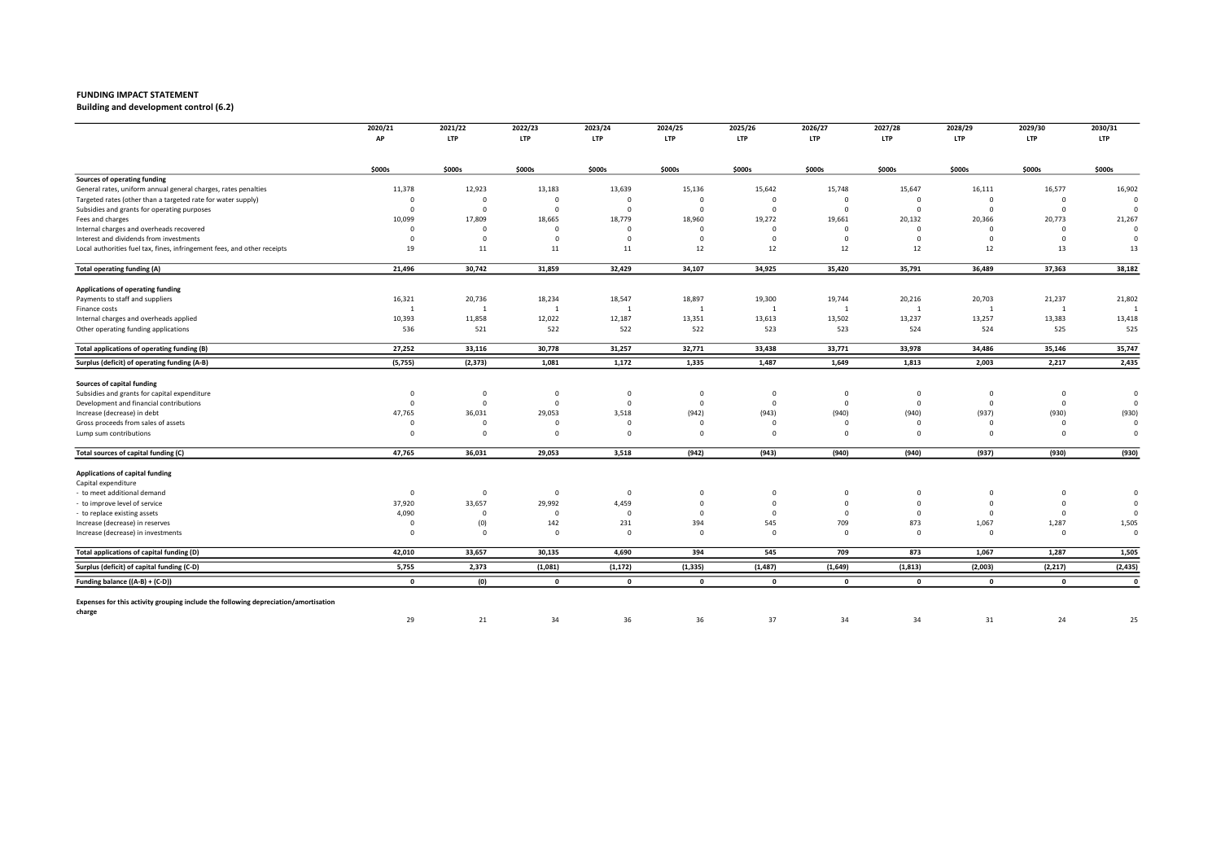**FUNDING IMPACT STATEMENT**

**Building and development control (6.2)**

| | 2020/21 AP | 2021/22 LTP | 2022/23 LTP | 2023/24 LTP | 2024/25 LTP | 2025/26 LTP | 2026/27 LTP | 2027/28 LTP | 2028/29 LTP | 2029/30 LTP | 2030/31 LTP |
|---|---|---|---|---|---|---|---|---|---|---|---|
| | $000s | $000s | $000s | $000s | $000s | $000s | $000s | $000s | $000s | $000s | $000s |
| **Sources of operating funding** | | | | | | | | | | | |
| General rates, uniform annual general charges, rates penalties | 11,378 | 12,923 | 13,183 | 13,639 | 15,136 | 15,642 | 15,748 | 15,647 | 16,111 | 16,577 | 16,902 |
| Targeted rates (other than a targeted rate for water supply) | 0 | 0 | 0 | 0 | 0 | 0 | 0 | 0 | 0 | 0 | 0 |
| Subsidies and grants for operating purposes | 0 | 0 | 0 | 0 | 0 | 0 | 0 | 0 | 0 | 0 | 0 |
| Fees and charges | 10,099 | 17,809 | 18,665 | 18,779 | 18,960 | 19,272 | 19,661 | 20,132 | 20,366 | 20,773 | 21,267 |
| Internal charges and overheads recovered | 0 | 0 | 0 | 0 | 0 | 0 | 0 | 0 | 0 | 0 | 0 |
| Interest and dividends from investments | 0 | 0 | 0 | 0 | 0 | 0 | 0 | 0 | 0 | 0 | 0 |
| Local authorities fuel tax, fines, infringement fees, and other receipts | 19 | 11 | 11 | 11 | 12 | 12 | 12 | 12 | 12 | 13 | 13 |
| **Total operating funding (A)** | **21,496** | **30,742** | **31,859** | **32,429** | **34,107** | **34,925** | **35,420** | **35,791** | **36,489** | **37,363** | **38,182** |
| **Applications of operating funding** | | | | | | | | | | | |
| Payments to staff and suppliers | 16,321 | 20,736 | 18,234 | 18,547 | 18,897 | 19,300 | 19,744 | 20,216 | 20,703 | 21,237 | 21,802 |
| Finance costs | 1 | 1 | 1 | 1 | 1 | 1 | 1 | 1 | 1 | 1 | 1 |
| Internal charges and overheads applied | 10,393 | 11,858 | 12,022 | 12,187 | 13,351 | 13,613 | 13,502 | 13,237 | 13,257 | 13,383 | 13,418 |
| Other operating funding applications | 536 | 521 | 522 | 522 | 522 | 523 | 523 | 524 | 524 | 525 | 525 |
| **Total applications of operating funding (B)** | **27,252** | **33,116** | **30,778** | **31,257** | **32,771** | **33,438** | **33,771** | **33,978** | **34,486** | **35,146** | **35,747** |
| **Surplus (deficit) of operating funding (A-B)** | **(5,755)** | **(2,373)** | **1,081** | **1,172** | **1,335** | **1,487** | **1,649** | **1,813** | **2,003** | **2,217** | **2,435** |
| **Sources of capital funding** | | | | | | | | | | | |
| Subsidies and grants for capital expenditure | 0 | 0 | 0 | 0 | 0 | 0 | 0 | 0 | 0 | 0 | 0 |
| Development and financial contributions | 0 | 0 | 0 | 0 | 0 | 0 | 0 | 0 | 0 | 0 | 0 |
| Increase (decrease) in debt | 47,765 | 36,031 | 29,053 | 3,518 | (942) | (943) | (940) | (940) | (937) | (930) | (930) |
| Gross proceeds from sales of assets | 0 | 0 | 0 | 0 | 0 | 0 | 0 | 0 | 0 | 0 | 0 |
| Lump sum contributions | 0 | 0 | 0 | 0 | 0 | 0 | 0 | 0 | 0 | 0 | 0 |
| **Total sources of capital funding (C)** | **47,765** | **36,031** | **29,053** | **3,518** | **(942)** | **(943)** | **(940)** | **(940)** | **(937)** | **(930)** | **(930)** |
| **Applications of capital funding** | | | | | | | | | | | |
| Capital expenditure | | | | | | | | | | | |
| - to meet additional demand | 0 | 0 | 0 | 0 | 0 | 0 | 0 | 0 | 0 | 0 | 0 |
| - to improve level of service | 37,920 | 33,657 | 29,992 | 4,459 | 0 | 0 | 0 | 0 | 0 | 0 | 0 |
| - to replace existing assets | 4,090 | 0 | 0 | 0 | 0 | 0 | 0 | 0 | 0 | 0 | 0 |
| Increase (decrease) in reserves | 0 | (0) | 142 | 231 | 394 | 545 | 709 | 873 | 1,067 | 1,287 | 1,505 |
| Increase (decrease) in investments | 0 | 0 | 0 | 0 | 0 | 0 | 0 | 0 | 0 | 0 | 0 |
| **Total applications of capital funding (D)** | **42,010** | **33,657** | **30,135** | **4,690** | **394** | **545** | **709** | **873** | **1,067** | **1,287** | **1,505** |
| **Surplus (deficit) of capital funding (C-D)** | **5,755** | **2,373** | **(1,081)** | **(1,172)** | **(1,335)** | **(1,487)** | **(1,649)** | **(1,813)** | **(2,003)** | **(2,217)** | **(2,435)** |
| **Funding balance ((A-B) + (C-D))** | **0** | **(0)** | **0** | **0** | **0** | **0** | **0** | **0** | **0** | **0** | **0** |
| **Expenses for this activity grouping include the following depreciation/amortisation charge** | 29 | 21 | 34 | 36 | 36 | 37 | 34 | 34 | 31 | 24 | 25 |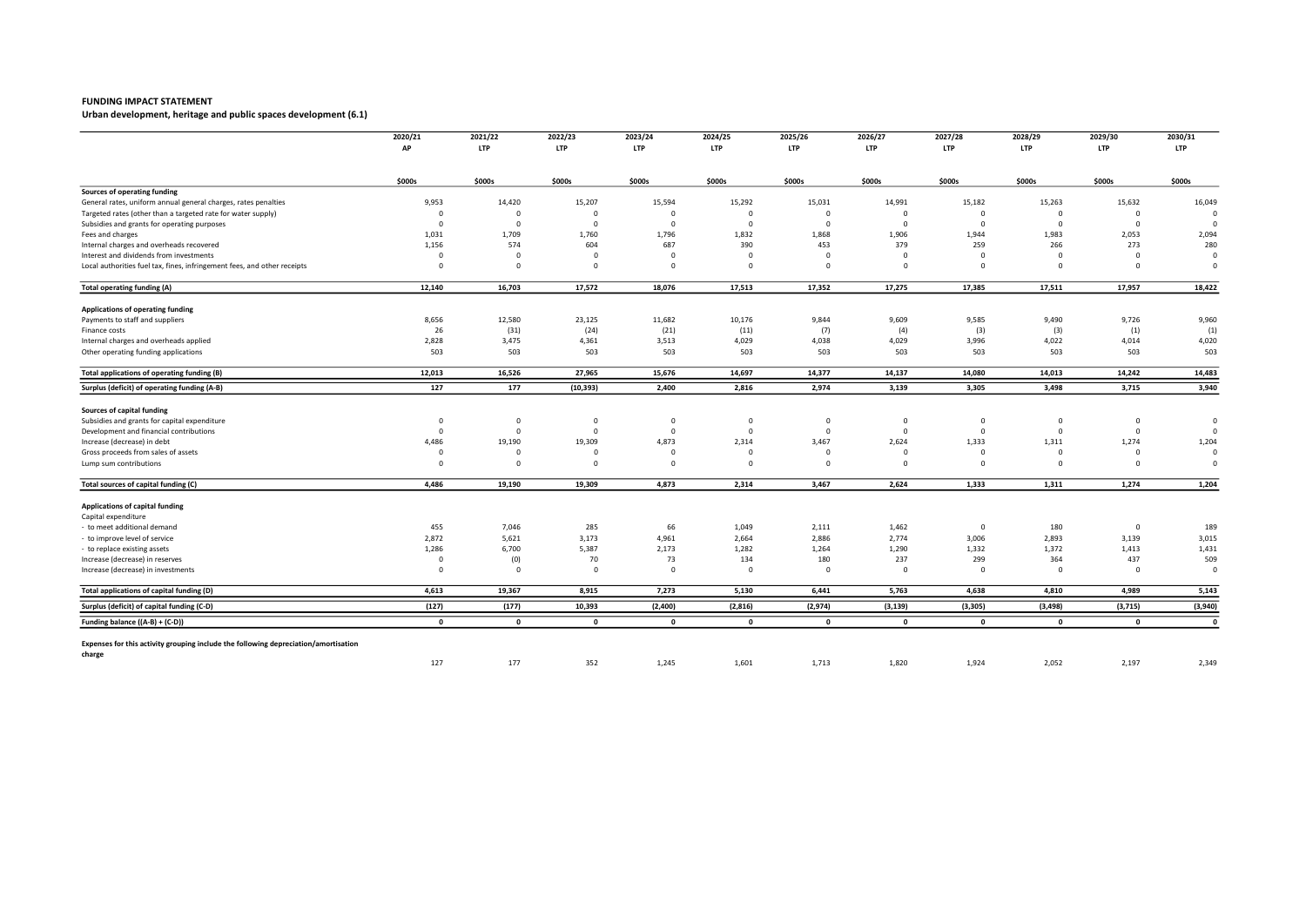**FUNDING IMPACT STATEMENT**

**Urban development, heritage and public spaces development (6.1)**

| | 2020/21 AP | 2021/22 LTP | 2022/23 LTP | 2023/24 LTP | 2024/25 LTP | 2025/26 LTP | 2026/27 LTP | 2027/28 LTP | 2028/29 LTP | 2029/30 LTP | 2030/31 LTP |
|---|---|---|---|---|---|---|---|---|---|---|---|
| | $000s | $000s | $000s | $000s | $000s | $000s | $000s | $000s | $000s | $000s | $000s |
| **Sources of operating funding** | | | | | | | | | | | |
| General rates, uniform annual general charges, rates penalties | 9,953 | 14,420 | 15,207 | 15,594 | 15,292 | 15,031 | 14,991 | 15,182 | 15,263 | 15,632 | 16,049 |
| Targeted rates (other than a targeted rate for water supply) | 0 | 0 | 0 | 0 | 0 | 0 | 0 | 0 | 0 | 0 | 0 |
| Subsidies and grants for operating purposes | 0 | 0 | 0 | 0 | 0 | 0 | 0 | 0 | 0 | 0 | 0 |
| Fees and charges | 1,031 | 1,709 | 1,760 | 1,796 | 1,832 | 1,868 | 1,906 | 1,944 | 1,983 | 2,053 | 2,094 |
| Internal charges and overheads recovered | 1,156 | 574 | 604 | 687 | 390 | 453 | 379 | 259 | 266 | 273 | 280 |
| Interest and dividends from investments | 0 | 0 | 0 | 0 | 0 | 0 | 0 | 0 | 0 | 0 | 0 |
| Local authorities fuel tax, fines, infringement fees, and other receipts | 0 | 0 | 0 | 0 | 0 | 0 | 0 | 0 | 0 | 0 | 0 |
| **Total operating funding (A)** | **12,140** | **16,703** | **17,572** | **18,076** | **17,513** | **17,352** | **17,275** | **17,385** | **17,511** | **17,957** | **18,422** |
| **Applications of operating funding** | | | | | | | | | | | |
| Payments to staff and suppliers | 8,656 | 12,580 | 23,125 | 11,682 | 10,176 | 9,844 | 9,609 | 9,585 | 9,490 | 9,726 | 9,960 |
| Finance costs | 26 | (31) | (24) | (21) | (11) | (7) | (4) | (3) | (3) | (1) | (1) |
| Internal charges and overheads applied | 2,828 | 3,475 | 4,361 | 3,513 | 4,029 | 4,038 | 4,029 | 3,996 | 4,022 | 4,014 | 4,020 |
| Other operating funding applications | 503 | 503 | 503 | 503 | 503 | 503 | 503 | 503 | 503 | 503 | 503 |
| **Total applications of operating funding (B)** | **12,013** | **16,526** | **27,965** | **15,676** | **14,697** | **14,377** | **14,137** | **14,080** | **14,013** | **14,242** | **14,483** |
| **Surplus (deficit) of operating funding (A-B)** | **127** | **177** | **(10,393)** | **2,400** | **2,816** | **2,974** | **3,139** | **3,305** | **3,498** | **3,715** | **3,940** |
| **Sources of capital funding** | | | | | | | | | | | |
| Subsidies and grants for capital expenditure | 0 | 0 | 0 | 0 | 0 | 0 | 0 | 0 | 0 | 0 | 0 |
| Development and financial contributions | 0 | 0 | 0 | 0 | 0 | 0 | 0 | 0 | 0 | 0 | 0 |
| Increase (decrease) in debt | 4,486 | 19,190 | 19,309 | 4,873 | 2,314 | 3,467 | 2,624 | 1,333 | 1,311 | 1,274 | 1,204 |
| Gross proceeds from sales of assets | 0 | 0 | 0 | 0 | 0 | 0 | 0 | 0 | 0 | 0 | 0 |
| Lump sum contributions | 0 | 0 | 0 | 0 | 0 | 0 | 0 | 0 | 0 | 0 | 0 |
| **Total sources of capital funding (C)** | **4,486** | **19,190** | **19,309** | **4,873** | **2,314** | **3,467** | **2,624** | **1,333** | **1,311** | **1,274** | **1,204** |
| **Applications of capital funding** | | | | | | | | | | | |
| Capital expenditure | | | | | | | | | | | |
| - to meet additional demand | 455 | 7,046 | 285 | 66 | 1,049 | 2,111 | 1,462 | 0 | 180 | 0 | 189 |
| - to improve level of service | 2,872 | 5,621 | 3,173 | 4,961 | 2,664 | 2,886 | 2,774 | 3,006 | 2,893 | 3,139 | 3,015 |
| - to replace existing assets | 1,286 | 6,700 | 5,387 | 2,173 | 1,282 | 1,264 | 1,290 | 1,332 | 1,372 | 1,413 | 1,431 |
| Increase (decrease) in reserves | 0 | (0) | 70 | 73 | 134 | 180 | 237 | 299 | 364 | 437 | 509 |
| Increase (decrease) in investments | 0 | 0 | 0 | 0 | 0 | 0 | 0 | 0 | 0 | 0 | 0 |
| **Total applications of capital funding (D)** | **4,613** | **19,367** | **8,915** | **7,273** | **5,130** | **6,441** | **5,763** | **4,638** | **4,810** | **4,989** | **5,143** |
| **Surplus (deficit) of capital funding (C-D)** | **(127)** | **(177)** | **10,393** | **(2,400)** | **(2,816)** | **(2,974)** | **(3,139)** | **(3,305)** | **(3,498)** | **(3,715)** | **(3,940)** |
| **Funding balance ((A-B) + (C-D))** | **0** | **0** | **0** | **0** | **0** | **0** | **0** | **0** | **0** | **0** | **0** |
| **Expenses for this activity grouping include the following depreciation/amortisation charge** | 127 | 177 | 352 | 1,245 | 1,601 | 1,713 | 1,820 | 1,924 | 2,052 | 2,197 | 2,349 |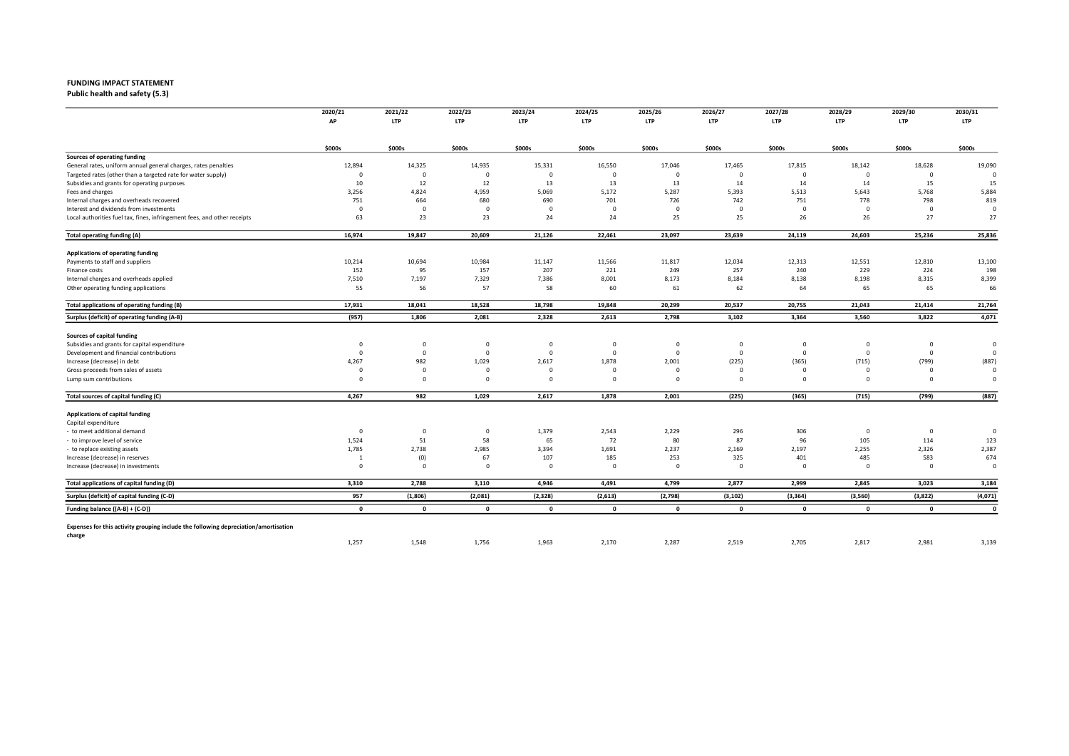**FUNDING IMPACT STATEMENT**
**Public health and safety (5.3)**

| | 2020/21 AP | 2021/22 LTP | 2022/23 LTP | 2023/24 LTP | 2024/25 LTP | 2025/26 LTP | 2026/27 LTP | 2027/28 LTP | 2028/29 LTP | 2029/30 LTP | 2030/31 LTP |
|---|---|---|---|---|---|---|---|---|---|---|---|
| | $000s | $000s | $000s | $000s | $000s | $000s | $000s | $000s | $000s | $000s | $000s |
| **Sources of operating funding** | | | | | | | | | | | |
| General rates, uniform annual general charges, rates penalties | 12,894 | 14,325 | 14,935 | 15,331 | 16,550 | 17,046 | 17,465 | 17,815 | 18,142 | 18,628 | 19,090 |
| Targeted rates (other than a targeted rate for water supply) | 0 | 0 | 0 | 0 | 0 | 0 | 0 | 0 | 0 | 0 | 0 |
| Subsidies and grants for operating purposes | 10 | 12 | 12 | 13 | 13 | 13 | 14 | 14 | 14 | 15 | 15 |
| Fees and charges | 3,256 | 4,824 | 4,959 | 5,069 | 5,172 | 5,287 | 5,393 | 5,513 | 5,643 | 5,768 | 5,884 |
| Internal charges and overheads recovered | 751 | 664 | 680 | 690 | 701 | 726 | 742 | 751 | 778 | 798 | 819 |
| Interest and dividends from investments | 0 | 0 | 0 | 0 | 0 | 0 | 0 | 0 | 0 | 0 | 0 |
| Local authorities fuel tax, fines, infringement fees, and other receipts | 63 | 23 | 23 | 24 | 24 | 25 | 25 | 26 | 26 | 27 | 27 |
| **Total operating funding (A)** | **16,974** | **19,847** | **20,609** | **21,126** | **22,461** | **23,097** | **23,639** | **24,119** | **24,603** | **25,236** | **25,836** |
| **Applications of operating funding** | | | | | | | | | | | |
| Payments to staff and suppliers | 10,214 | 10,694 | 10,984 | 11,147 | 11,566 | 11,817 | 12,034 | 12,313 | 12,551 | 12,810 | 13,100 |
| Finance costs | 152 | 95 | 157 | 207 | 221 | 249 | 257 | 240 | 229 | 224 | 198 |
| Internal charges and overheads applied | 7,510 | 7,197 | 7,329 | 7,386 | 8,001 | 8,173 | 8,184 | 8,138 | 8,198 | 8,315 | 8,399 |
| Other operating funding applications | 55 | 56 | 57 | 58 | 60 | 61 | 62 | 64 | 65 | 65 | 66 |
| **Total applications of operating funding (B)** | **17,931** | **18,041** | **18,528** | **18,798** | **19,848** | **20,299** | **20,537** | **20,755** | **21,043** | **21,414** | **21,764** |
| **Surplus (deficit) of operating funding (A-B)** | **(957)** | **1,806** | **2,081** | **2,328** | **2,613** | **2,798** | **3,102** | **3,364** | **3,560** | **3,822** | **4,071** |
| **Sources of capital funding** | | | | | | | | | | | |
| Subsidies and grants for capital expenditure | 0 | 0 | 0 | 0 | 0 | 0 | 0 | 0 | 0 | 0 | 0 |
| Development and financial contributions | 0 | 0 | 0 | 0 | 0 | 0 | 0 | 0 | 0 | 0 | 0 |
| Increase (decrease) in debt | 4,267 | 982 | 1,029 | 2,617 | 1,878 | 2,001 | (225) | (365) | (715) | (799) | (887) |
| Gross proceeds from sales of assets | 0 | 0 | 0 | 0 | 0 | 0 | 0 | 0 | 0 | 0 | 0 |
| Lump sum contributions | 0 | 0 | 0 | 0 | 0 | 0 | 0 | 0 | 0 | 0 | 0 |
| **Total sources of capital funding (C)** | **4,267** | **982** | **1,029** | **2,617** | **1,878** | **2,001** | **(225)** | **(365)** | **(715)** | **(799)** | **(887)** |
| **Applications of capital funding** | | | | | | | | | | | |
| Capital expenditure | | | | | | | | | | | |
| - to meet additional demand | 0 | 0 | 0 | 1,379 | 2,543 | 2,229 | 296 | 306 | 0 | 0 | 0 |
| - to improve level of service | 1,524 | 51 | 58 | 65 | 72 | 80 | 87 | 96 | 105 | 114 | 123 |
| - to replace existing assets | 1,785 | 2,738 | 2,985 | 3,394 | 1,691 | 2,237 | 2,169 | 2,197 | 2,255 | 2,326 | 2,387 |
| Increase (decrease) in reserves | 1 | (0) | 67 | 107 | 185 | 253 | 325 | 401 | 485 | 583 | 674 |
| Increase (decrease) in investments | 0 | 0 | 0 | 0 | 0 | 0 | 0 | 0 | 0 | 0 | 0 |
| **Total applications of capital funding (D)** | **3,310** | **2,788** | **3,110** | **4,946** | **4,491** | **4,799** | **2,877** | **2,999** | **2,845** | **3,023** | **3,184** |
| **Surplus (deficit) of capital funding (C-D)** | **957** | **(1,806)** | **(2,081)** | **(2,328)** | **(2,613)** | **(2,798)** | **(3,102)** | **(3,364)** | **(3,560)** | **(3,822)** | **(4,071)** |
| **Funding balance ((A-B) + (C-D))** | **0** | **0** | **0** | **0** | **0** | **0** | **0** | **0** | **0** | **0** | **0** |
| **Expenses for this activity grouping include the following depreciation/amortisation charge** | 1,257 | 1,548 | 1,756 | 1,963 | 2,170 | 2,287 | 2,519 | 2,705 | 2,817 | 2,981 | 3,139 |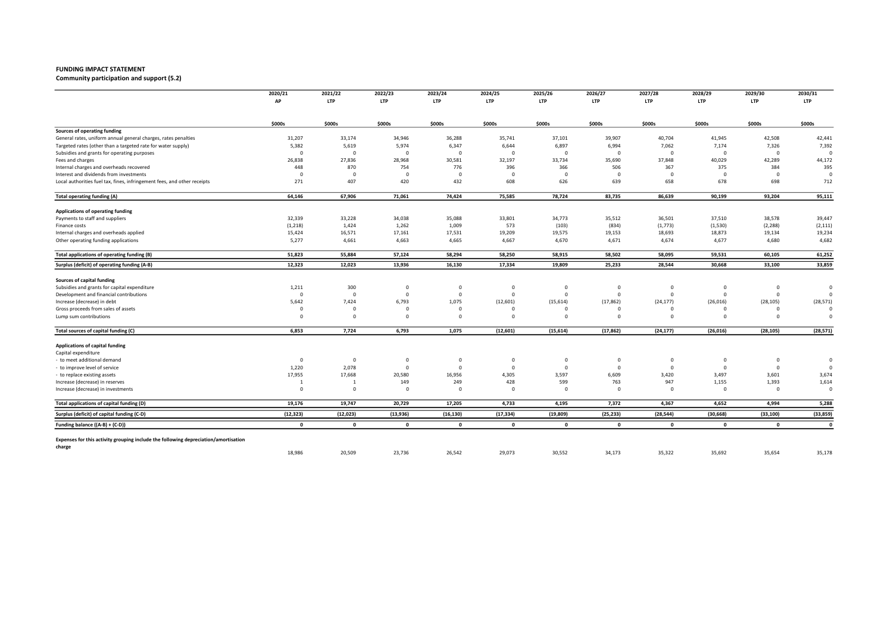**FUNDING IMPACT STATEMENT**

**Community participation and support (5.2)**

| | 2020/21 AP | 2021/22 LTP | 2022/23 LTP | 2023/24 LTP | 2024/25 LTP | 2025/26 LTP | 2026/27 LTP | 2027/28 LTP | 2028/29 LTP | 2029/30 LTP | 2030/31 LTP |
|---|---|---|---|---|---|---|---|---|---|---|---|
| | $000s | $000s | $000s | $000s | $000s | $000s | $000s | $000s | $000s | $000s | $000s |
| **Sources of operating funding** | | | | | | | | | | | |
| General rates, uniform annual general charges, rates penalties | 31,207 | 33,174 | 34,946 | 36,288 | 35,741 | 37,101 | 39,907 | 40,704 | 41,945 | 42,508 | 42,441 |
| Targeted rates (other than a targeted rate for water supply) | 5,382 | 5,619 | 5,974 | 6,347 | 6,644 | 6,897 | 6,994 | 7,062 | 7,174 | 7,326 | 7,392 |
| Subsidies and grants for operating purposes | 0 | 0 | 0 | 0 | 0 | 0 | 0 | 0 | 0 | 0 | 0 |
| Fees and charges | 26,838 | 27,836 | 28,968 | 30,581 | 32,197 | 33,734 | 35,690 | 37,848 | 40,029 | 42,289 | 44,172 |
| Internal charges and overheads recovered | 448 | 870 | 754 | 776 | 396 | 366 | 506 | 367 | 375 | 384 | 395 |
| Interest and dividends from investments | 0 | 0 | 0 | 0 | 0 | 0 | 0 | 0 | 0 | 0 | 0 |
| Local authorities fuel tax, fines, infringement fees, and other receipts | 271 | 407 | 420 | 432 | 608 | 626 | 639 | 658 | 678 | 698 | 712 |
| **Total operating funding (A)** | **64,146** | **67,906** | **71,061** | **74,424** | **75,585** | **78,724** | **83,735** | **86,639** | **90,199** | **93,204** | **95,111** |
| **Applications of operating funding** | | | | | | | | | | | |
| Payments to staff and suppliers | 32,339 | 33,228 | 34,038 | 35,088 | 33,801 | 34,773 | 35,512 | 36,501 | 37,510 | 38,578 | 39,447 |
| Finance costs | (1,218) | 1,424 | 1,262 | 1,009 | 573 | (103) | (834) | (1,773) | (1,530) | (2,288) | (2,111) |
| Internal charges and overheads applied | 15,424 | 16,571 | 17,161 | 17,531 | 19,209 | 19,575 | 19,153 | 18,693 | 18,873 | 19,134 | 19,234 |
| Other operating funding applications | 5,277 | 4,661 | 4,663 | 4,665 | 4,667 | 4,670 | 4,671 | 4,674 | 4,677 | 4,680 | 4,682 |
| **Total applications of operating funding (B)** | **51,823** | **55,884** | **57,124** | **58,294** | **58,250** | **58,915** | **58,502** | **58,095** | **59,531** | **60,105** | **61,252** |
| **Surplus (deficit) of operating funding (A-B)** | **12,323** | **12,023** | **13,936** | **16,130** | **17,334** | **19,809** | **25,233** | **28,544** | **30,668** | **33,100** | **33,859** |
| **Sources of capital funding** | | | | | | | | | | | |
| Subsidies and grants for capital expenditure | 1,211 | 300 | 0 | 0 | 0 | 0 | 0 | 0 | 0 | 0 | 0 |
| Development and financial contributions | 0 | 0 | 0 | 0 | 0 | 0 | 0 | 0 | 0 | 0 | 0 |
| Increase (decrease) in debt | 5,642 | 7,424 | 6,793 | 1,075 | (12,601) | (15,614) | (17,862) | (24,177) | (26,016) | (28,105) | (28,571) |
| Gross proceeds from sales of assets | 0 | 0 | 0 | 0 | 0 | 0 | 0 | 0 | 0 | 0 | 0 |
| Lump sum contributions | 0 | 0 | 0 | 0 | 0 | 0 | 0 | 0 | 0 | 0 | 0 |
| **Total sources of capital funding (C)** | **6,853** | **7,724** | **6,793** | **1,075** | **(12,601)** | **(15,614)** | **(17,862)** | **(24,177)** | **(26,016)** | **(28,105)** | **(28,571)** |
| **Applications of capital funding** | | | | | | | | | | | |
| Capital expenditure | | | | | | | | | | | |
| - to meet additional demand | 0 | 0 | 0 | 0 | 0 | 0 | 0 | 0 | 0 | 0 | 0 |
| - to improve level of service | 1,220 | 2,078 | 0 | 0 | 0 | 0 | 0 | 0 | 0 | 0 | 0 |
| - to replace existing assets | 17,955 | 17,668 | 20,580 | 16,956 | 4,305 | 3,597 | 6,609 | 3,420 | 3,497 | 3,601 | 3,674 |
| Increase (decrease) in reserves | 1 | 1 | 149 | 249 | 428 | 599 | 763 | 947 | 1,155 | 1,393 | 1,614 |
| Increase (decrease) in investments | 0 | 0 | 0 | 0 | 0 | 0 | 0 | 0 | 0 | 0 | 0 |
| **Total applications of capital funding (D)** | **19,176** | **19,747** | **20,729** | **17,205** | **4,733** | **4,195** | **7,372** | **4,367** | **4,652** | **4,994** | **5,288** |
| **Surplus (deficit) of capital funding (C-D)** | **(12,323)** | **(12,023)** | **(13,936)** | **(16,130)** | **(17,334)** | **(19,809)** | **(25,233)** | **(28,544)** | **(30,668)** | **(33,100)** | **(33,859)** |
| **Funding balance ((A-B) + (C-D))** | **0** | **0** | **0** | **0** | **0** | **0** | **0** | **0** | **0** | **0** | **0** |
| **Expenses for this activity grouping include the following depreciation/amortisation charge** | 18,986 | 20,509 | 23,736 | 26,542 | 29,073 | 30,552 | 34,173 | 35,322 | 35,692 | 35,654 | 35,178 |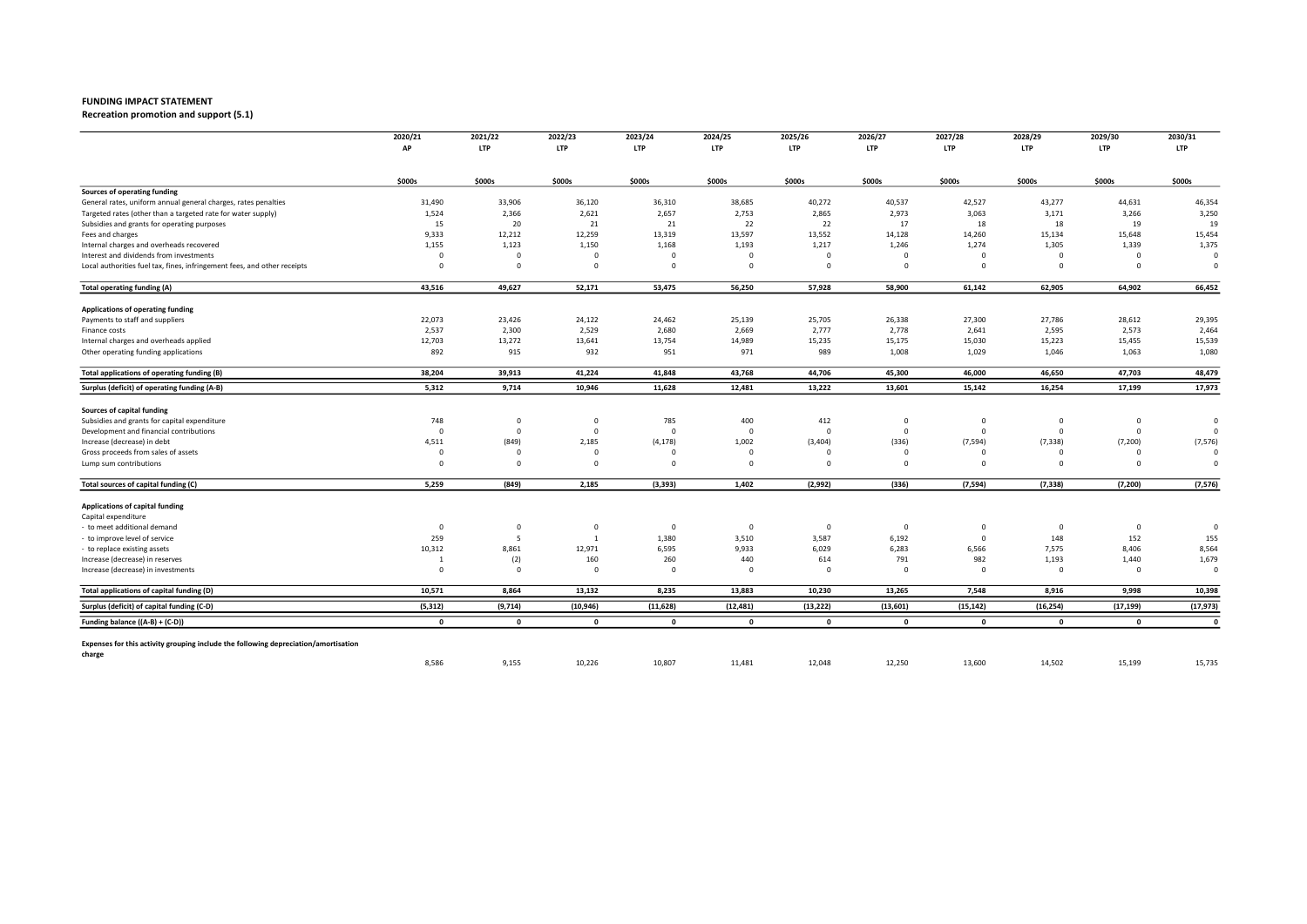**FUNDING IMPACT STATEMENT**

**Recreation promotion and support (5.1)**

| | 2020/21 AP | 2021/22 LTP | 2022/23 LTP | 2023/24 LTP | 2024/25 LTP | 2025/26 LTP | 2026/27 LTP | 2027/28 LTP | 2028/29 LTP | 2029/30 LTP | 2030/31 LTP |
|---|---|---|---|---|---|---|---|---|---|---|---|
| | $000s | $000s | $000s | $000s | $000s | $000s | $000s | $000s | $000s | $000s | $000s |
| **Sources of operating funding** | | | | | | | | | | | |
| General rates, uniform annual general charges, rates penalties | 31,490 | 33,906 | 36,120 | 36,310 | 38,685 | 40,272 | 40,537 | 42,527 | 43,277 | 44,631 | 46,354 |
| Targeted rates (other than a targeted rate for water supply) | 1,524 | 2,366 | 2,621 | 2,657 | 2,753 | 2,865 | 2,973 | 3,063 | 3,171 | 3,266 | 3,250 |
| Subsidies and grants for operating purposes | 15 | 20 | 21 | 21 | 22 | 22 | 17 | 18 | 18 | 19 | 19 |
| Fees and charges | 9,333 | 12,212 | 12,259 | 13,319 | 13,597 | 13,552 | 14,128 | 14,260 | 15,134 | 15,648 | 15,454 |
| Internal charges and overheads recovered | 1,155 | 1,123 | 1,150 | 1,168 | 1,193 | 1,217 | 1,246 | 1,274 | 1,305 | 1,339 | 1,375 |
| Interest and dividends from investments | 0 | 0 | 0 | 0 | 0 | 0 | 0 | 0 | 0 | 0 | 0 |
| Local authorities fuel tax, fines, infringement fees, and other receipts | 0 | 0 | 0 | 0 | 0 | 0 | 0 | 0 | 0 | 0 | 0 |
| **Total operating funding (A)** | **43,516** | **49,627** | **52,171** | **53,475** | **56,250** | **57,928** | **58,900** | **61,142** | **62,905** | **64,902** | **66,452** |
| **Applications of operating funding** | | | | | | | | | | | |
| Payments to staff and suppliers | 22,073 | 23,426 | 24,122 | 24,462 | 25,139 | 25,705 | 26,338 | 27,300 | 27,786 | 28,612 | 29,395 |
| Finance costs | 2,537 | 2,300 | 2,529 | 2,680 | 2,669 | 2,777 | 2,778 | 2,641 | 2,595 | 2,573 | 2,464 |
| Internal charges and overheads applied | 12,703 | 13,272 | 13,641 | 13,754 | 14,989 | 15,235 | 15,175 | 15,030 | 15,223 | 15,455 | 15,539 |
| Other operating funding applications | 892 | 915 | 932 | 951 | 971 | 989 | 1,008 | 1,029 | 1,046 | 1,063 | 1,080 |
| **Total applications of operating funding (B)** | **38,204** | **39,913** | **41,224** | **41,848** | **43,768** | **44,706** | **45,300** | **46,000** | **46,650** | **47,703** | **48,479** |
| **Surplus (deficit) of operating funding (A-B)** | **5,312** | **9,714** | **10,946** | **11,628** | **12,481** | **13,222** | **13,601** | **15,142** | **16,254** | **17,199** | **17,973** |
| **Sources of capital funding** | | | | | | | | | | | |
| Subsidies and grants for capital expenditure | 748 | 0 | 0 | 785 | 400 | 412 | 0 | 0 | 0 | 0 | 0 |
| Development and financial contributions | 0 | 0 | 0 | 0 | 0 | 0 | 0 | 0 | 0 | 0 | 0 |
| Increase (decrease) in debt | 4,511 | (849) | 2,185 | (4,178) | 1,002 | (3,404) | (336) | (7,594) | (7,338) | (7,200) | (7,576) |
| Gross proceeds from sales of assets | 0 | 0 | 0 | 0 | 0 | 0 | 0 | 0 | 0 | 0 | 0 |
| Lump sum contributions | 0 | 0 | 0 | 0 | 0 | 0 | 0 | 0 | 0 | 0 | 0 |
| **Total sources of capital funding (C)** | **5,259** | **(849)** | **2,185** | **(3,393)** | **1,402** | **(2,992)** | **(336)** | **(7,594)** | **(7,338)** | **(7,200)** | **(7,576)** |
| **Applications of capital funding** | | | | | | | | | | | |
| Capital expenditure | | | | | | | | | | | |
| - to meet additional demand | 0 | 0 | 0 | 0 | 0 | 0 | 0 | 0 | 0 | 0 | 0 |
| - to improve level of service | 259 | 5 | 1 | 1,380 | 3,510 | 3,587 | 6,192 | 0 | 148 | 152 | 155 |
| - to replace existing assets | 10,312 | 8,861 | 12,971 | 6,595 | 9,933 | 6,029 | 6,283 | 6,566 | 7,575 | 8,406 | 8,564 |
| Increase (decrease) in reserves | 1 | (2) | 160 | 260 | 440 | 614 | 791 | 982 | 1,193 | 1,440 | 1,679 |
| Increase (decrease) in investments | 0 | 0 | 0 | 0 | 0 | 0 | 0 | 0 | 0 | 0 | 0 |
| **Total applications of capital funding (D)** | **10,571** | **8,864** | **13,132** | **8,235** | **13,883** | **10,230** | **13,265** | **7,548** | **8,916** | **9,998** | **10,398** |
| **Surplus (deficit) of capital funding (C-D)** | **(5,312)** | **(9,714)** | **(10,946)** | **(11,628)** | **(12,481)** | **(13,222)** | **(13,601)** | **(15,142)** | **(16,254)** | **(17,199)** | **(17,973)** |
| **Funding balance ((A-B) + (C-D))** | **0** | **0** | **0** | **0** | **0** | **0** | **0** | **0** | **0** | **0** | **0** |
| **Expenses for this activity grouping include the following depreciation/amortisation charge** | 8,586 | 9,155 | 10,226 | 10,807 | 11,481 | 12,048 | 12,250 | 13,600 | 14,502 | 15,199 | 15,735 |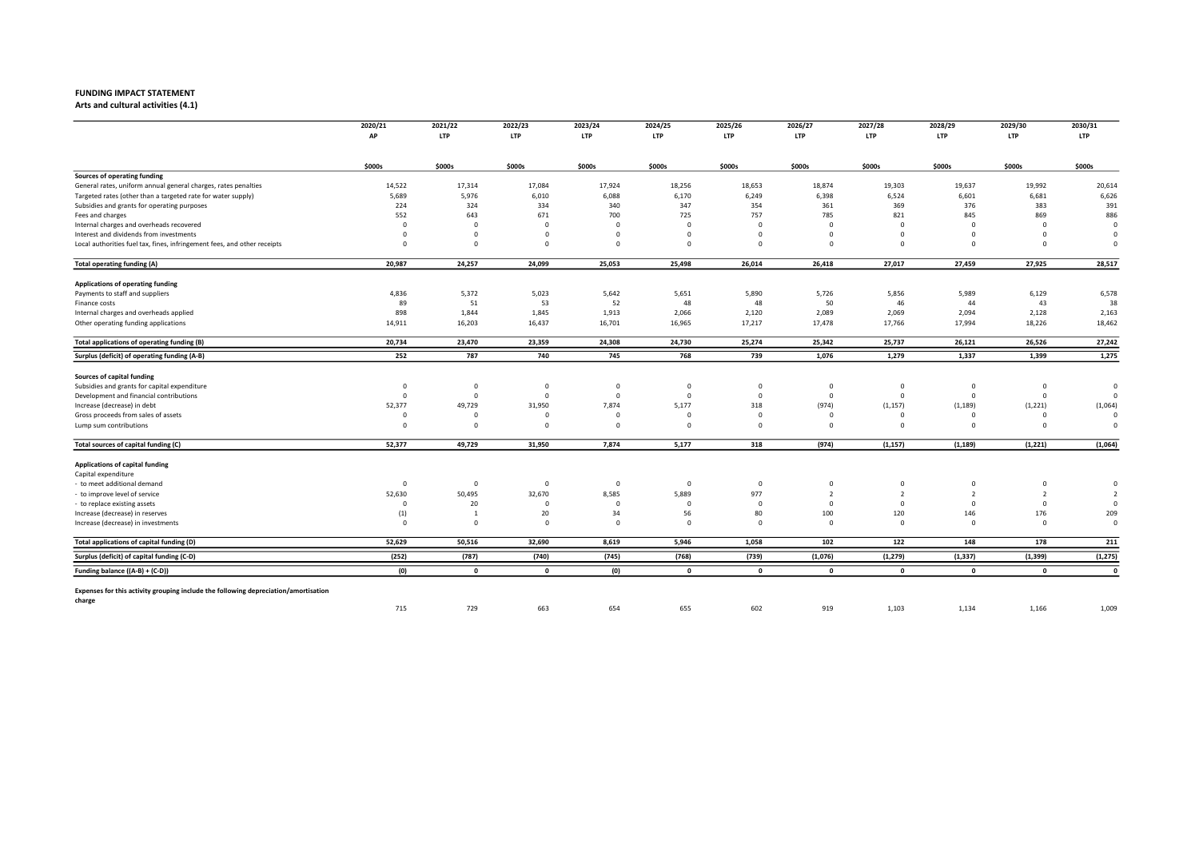**FUNDING IMPACT STATEMENT**
**Arts and cultural activities (4.1)**

| | 2020/21 AP | 2021/22 LTP | 2022/23 LTP | 2023/24 LTP | 2024/25 LTP | 2025/26 LTP | 2026/27 LTP | 2027/28 LTP | 2028/29 LTP | 2029/30 LTP | 2030/31 LTP |
|---|---|---|---|---|---|---|---|---|---|---|---|
| | $000s | $000s | $000s | $000s | $000s | $000s | $000s | $000s | $000s | $000s | $000s |
| **Sources of operating funding** | | | | | | | | | | | |
| General rates, uniform annual general charges, rates penalties | 14,522 | 17,314 | 17,084 | 17,924 | 18,256 | 18,653 | 18,874 | 19,303 | 19,637 | 19,992 | 20,614 |
| Targeted rates (other than a targeted rate for water supply) | 5,689 | 5,976 | 6,010 | 6,088 | 6,170 | 6,249 | 6,398 | 6,524 | 6,601 | 6,681 | 6,626 |
| Subsidies and grants for operating purposes | 224 | 324 | 334 | 340 | 347 | 354 | 361 | 369 | 376 | 383 | 391 |
| Fees and charges | 552 | 643 | 671 | 700 | 725 | 757 | 785 | 821 | 845 | 869 | 886 |
| Internal charges and overheads recovered | 0 | 0 | 0 | 0 | 0 | 0 | 0 | 0 | 0 | 0 | 0 |
| Interest and dividends from investments | 0 | 0 | 0 | 0 | 0 | 0 | 0 | 0 | 0 | 0 | 0 |
| Local authorities fuel tax, fines, infringement fees, and other receipts | 0 | 0 | 0 | 0 | 0 | 0 | 0 | 0 | 0 | 0 | 0 |
| **Total operating funding (A)** | **20,987** | **24,257** | **24,099** | **25,053** | **25,498** | **26,014** | **26,418** | **27,017** | **27,459** | **27,925** | **28,517** |
| **Applications of operating funding** | | | | | | | | | | | |
| Payments to staff and suppliers | 4,836 | 5,372 | 5,023 | 5,642 | 5,651 | 5,890 | 5,726 | 5,856 | 5,989 | 6,129 | 6,578 |
| Finance costs | 89 | 51 | 53 | 52 | 48 | 48 | 50 | 46 | 44 | 43 | 38 |
| Internal charges and overheads applied | 898 | 1,844 | 1,845 | 1,913 | 2,066 | 2,120 | 2,089 | 2,069 | 2,094 | 2,128 | 2,163 |
| Other operating funding applications | 14,911 | 16,203 | 16,437 | 16,701 | 16,965 | 17,217 | 17,478 | 17,766 | 17,994 | 18,226 | 18,462 |
| **Total applications of operating funding (B)** | **20,734** | **23,470** | **23,359** | **24,308** | **24,730** | **25,274** | **25,342** | **25,737** | **26,121** | **26,526** | **27,242** |
| **Surplus (deficit) of operating funding (A-B)** | **252** | **787** | **740** | **745** | **768** | **739** | **1,076** | **1,279** | **1,337** | **1,399** | **1,275** |
| **Sources of capital funding** | | | | | | | | | | | |
| Subsidies and grants for capital expenditure | 0 | 0 | 0 | 0 | 0 | 0 | 0 | 0 | 0 | 0 | 0 |
| Development and financial contributions | 0 | 0 | 0 | 0 | 0 | 0 | 0 | 0 | 0 | 0 | 0 |
| Increase (decrease) in debt | 52,377 | 49,729 | 31,950 | 7,874 | 5,177 | 318 | (974) | (1,157) | (1,189) | (1,221) | (1,064) |
| Gross proceeds from sales of assets | 0 | 0 | 0 | 0 | 0 | 0 | 0 | 0 | 0 | 0 | 0 |
| Lump sum contributions | 0 | 0 | 0 | 0 | 0 | 0 | 0 | 0 | 0 | 0 | 0 |
| **Total sources of capital funding (C)** | **52,377** | **49,729** | **31,950** | **7,874** | **5,177** | **318** | **(974)** | **(1,157)** | **(1,189)** | **(1,221)** | **(1,064)** |
| **Applications of capital funding** | | | | | | | | | | | |
| Capital expenditure | | | | | | | | | | | |
| - to meet additional demand | 0 | 0 | 0 | 0 | 0 | 0 | 0 | 0 | 0 | 0 | 0 |
| - to improve level of service | 52,630 | 50,495 | 32,670 | 8,585 | 5,889 | 977 | 2 | 2 | 2 | 2 | 2 |
| - to replace existing assets | 0 | 20 | 0 | 0 | 0 | 0 | 0 | 0 | 0 | 0 | 0 |
| Increase (decrease) in reserves | (1) | 1 | 20 | 34 | 56 | 80 | 100 | 120 | 146 | 176 | 209 |
| Increase (decrease) in investments | 0 | 0 | 0 | 0 | 0 | 0 | 0 | 0 | 0 | 0 | 0 |
| **Total applications of capital funding (D)** | **52,629** | **50,516** | **32,690** | **8,619** | **5,946** | **1,058** | **102** | **122** | **148** | **178** | **211** |
| **Surplus (deficit) of capital funding (C-D)** | **(252)** | **(787)** | **(740)** | **(745)** | **(768)** | **(739)** | **(1,076)** | **(1,279)** | **(1,337)** | **(1,399)** | **(1,275)** |
| **Funding balance ((A-B) + (C-D))** | **(0)** | **0** | **0** | **(0)** | **0** | **0** | **0** | **0** | **0** | **0** | **0** |
| **Expenses for this activity grouping include the following depreciation/amortisation charge** | 715 | 729 | 663 | 654 | 655 | 602 | 919 | 1,103 | 1,134 | 1,166 | 1,009 |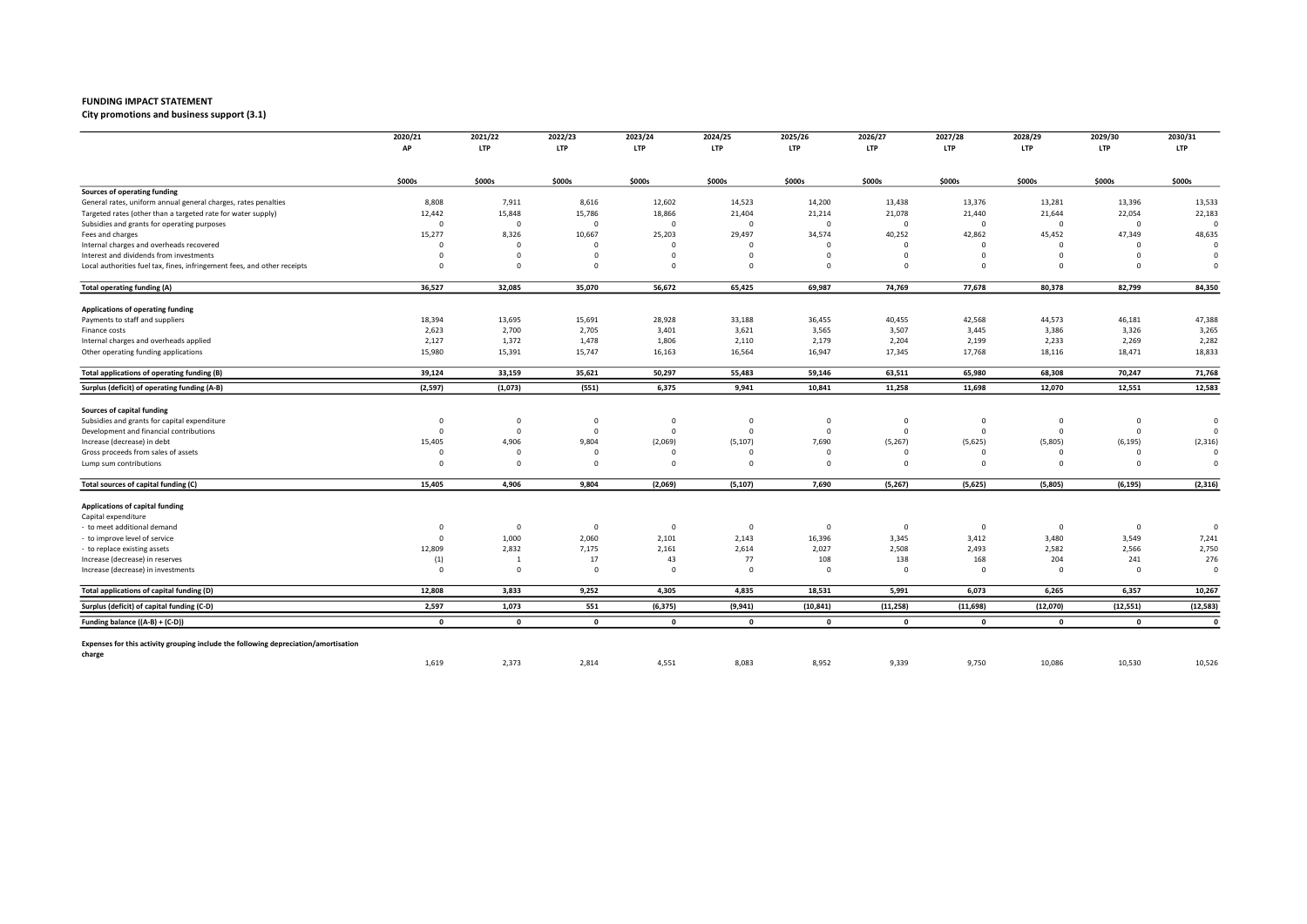**FUNDING IMPACT STATEMENT**

**City promotions and business support (3.1)**

| | 2020/21 AP | 2021/22 LTP | 2022/23 LTP | 2023/24 LTP | 2024/25 LTP | 2025/26 LTP | 2026/27 LTP | 2027/28 LTP | 2028/29 LTP | 2029/30 LTP | 2030/31 LTP |
|---|---|---|---|---|---|---|---|---|---|---|---|
| | $000s | $000s | $000s | $000s | $000s | $000s | $000s | $000s | $000s | $000s | $000s |
| **Sources of operating funding** | | | | | | | | | | | |
| General rates, uniform annual general charges, rates penalties | 8,808 | 7,911 | 8,616 | 12,602 | 14,523 | 14,200 | 13,438 | 13,376 | 13,281 | 13,396 | 13,533 |
| Targeted rates (other than a targeted rate for water supply) | 12,442 | 15,848 | 15,786 | 18,866 | 21,404 | 21,214 | 21,078 | 21,440 | 21,644 | 22,054 | 22,183 |
| Subsidies and grants for operating purposes | 0 | 0 | 0 | 0 | 0 | 0 | 0 | 0 | 0 | 0 | 0 |
| Fees and charges | 15,277 | 8,326 | 10,667 | 25,203 | 29,497 | 34,574 | 40,252 | 42,862 | 45,452 | 47,349 | 48,635 |
| Internal charges and overheads recovered | 0 | 0 | 0 | 0 | 0 | 0 | 0 | 0 | 0 | 0 | 0 |
| Interest and dividends from investments | 0 | 0 | 0 | 0 | 0 | 0 | 0 | 0 | 0 | 0 | 0 |
| Local authorities fuel tax, fines, infringement fees, and other receipts | 0 | 0 | 0 | 0 | 0 | 0 | 0 | 0 | 0 | 0 | 0 |
| **Total operating funding (A)** | **36,527** | **32,085** | **35,070** | **56,672** | **65,425** | **69,987** | **74,769** | **77,678** | **80,378** | **82,799** | **84,350** |
| **Applications of operating funding** | | | | | | | | | | | |
| Payments to staff and suppliers | 18,394 | 13,695 | 15,691 | 28,928 | 33,188 | 36,455 | 40,455 | 42,568 | 44,573 | 46,181 | 47,388 |
| Finance costs | 2,623 | 2,700 | 2,705 | 3,401 | 3,621 | 3,565 | 3,507 | 3,445 | 3,386 | 3,326 | 3,265 |
| Internal charges and overheads applied | 2,127 | 1,372 | 1,478 | 1,806 | 2,110 | 2,179 | 2,204 | 2,199 | 2,233 | 2,269 | 2,282 |
| Other operating funding applications | 15,980 | 15,391 | 15,747 | 16,163 | 16,564 | 16,947 | 17,345 | 17,768 | 18,116 | 18,471 | 18,833 |
| **Total applications of operating funding (B)** | **39,124** | **33,159** | **35,621** | **50,297** | **55,483** | **59,146** | **63,511** | **65,980** | **68,308** | **70,247** | **71,768** |
| **Surplus (deficit) of operating funding (A-B)** | **(2,597)** | **(1,073)** | **(551)** | **6,375** | **9,941** | **10,841** | **11,258** | **11,698** | **12,070** | **12,551** | **12,583** |
| **Sources of capital funding** | | | | | | | | | | | |
| Subsidies and grants for capital expenditure | 0 | 0 | 0 | 0 | 0 | 0 | 0 | 0 | 0 | 0 | 0 |
| Development and financial contributions | 0 | 0 | 0 | 0 | 0 | 0 | 0 | 0 | 0 | 0 | 0 |
| Increase (decrease) in debt | 15,405 | 4,906 | 9,804 | (2,069) | (5,107) | 7,690 | (5,267) | (5,625) | (5,805) | (6,195) | (2,316) |
| Gross proceeds from sales of assets | 0 | 0 | 0 | 0 | 0 | 0 | 0 | 0 | 0 | 0 | 0 |
| Lump sum contributions | 0 | 0 | 0 | 0 | 0 | 0 | 0 | 0 | 0 | 0 | 0 |
| **Total sources of capital funding (C)** | **15,405** | **4,906** | **9,804** | **(2,069)** | **(5,107)** | **7,690** | **(5,267)** | **(5,625)** | **(5,805)** | **(6,195)** | **(2,316)** |
| **Applications of capital funding** | | | | | | | | | | | |
| Capital expenditure | | | | | | | | | | | |
| - to meet additional demand | 0 | 0 | 0 | 0 | 0 | 0 | 0 | 0 | 0 | 0 | 0 |
| - to improve level of service | 0 | 1,000 | 2,060 | 2,101 | 2,143 | 16,396 | 3,345 | 3,412 | 3,480 | 3,549 | 7,241 |
| - to replace existing assets | 12,809 | 2,832 | 7,175 | 2,161 | 2,614 | 2,027 | 2,508 | 2,493 | 2,582 | 2,566 | 2,750 |
| Increase (decrease) in reserves | (1) | 1 | 17 | 43 | 77 | 108 | 138 | 168 | 204 | 241 | 276 |
| Increase (decrease) in investments | 0 | 0 | 0 | 0 | 0 | 0 | 0 | 0 | 0 | 0 | 0 |
| **Total applications of capital funding (D)** | **12,808** | **3,833** | **9,252** | **4,305** | **4,835** | **18,531** | **5,991** | **6,073** | **6,265** | **6,357** | **10,267** |
| **Surplus (deficit) of capital funding (C-D)** | **2,597** | **1,073** | **551** | **(6,375)** | **(9,941)** | **(10,841)** | **(11,258)** | **(11,698)** | **(12,070)** | **(12,551)** | **(12,583)** |
| **Funding balance ((A-B) + (C-D))** | **0** | **0** | **0** | **0** | **0** | **0** | **0** | **0** | **0** | **0** | **0** |
| **Expenses for this activity grouping include the following depreciation/amortisation charge** | 1,619 | 2,373 | 2,814 | 4,551 | 8,083 | 8,952 | 9,339 | 9,750 | 10,086 | 10,530 | 10,526 |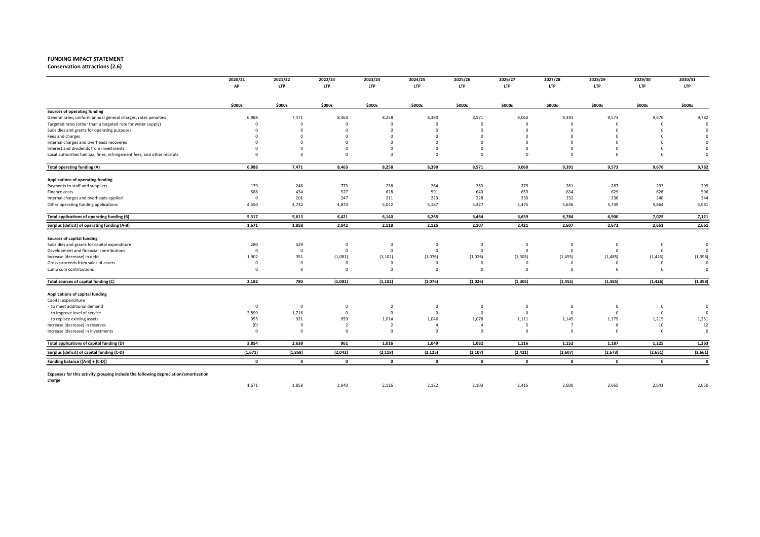**FUNDING IMPACT STATEMENT**

**Conservation attractions (2.6)**

| | 2020/21 AP | 2021/22 LTP | 2022/23 LTP | 2023/24 LTP | 2024/25 LTP | 2025/26 LTP | 2026/27 LTP | 2027/28 LTP | 2028/29 LTP | 2029/30 LTP | 2030/31 LTP |
|---|---|---|---|---|---|---|---|---|---|---|---|
| | $000s | $000s | $000s | $000s | $000s | $000s | $000s | $000s | $000s | $000s | $000s |
| **Sources of operating funding** | | | | | | | | | | | |
| General rates, uniform annual general charges, rates penalties | 6,988 | 7,471 | 8,463 | 8,258 | 8,390 | 8,571 | 9,060 | 9,391 | 9,573 | 9,676 | 9,782 |
| Targeted rates (other than a targeted rate for water supply) | 0 | 0 | 0 | 0 | 0 | 0 | 0 | 0 | 0 | 0 | 0 |
| Subsidies and grants for operating purposes | 0 | 0 | 0 | 0 | 0 | 0 | 0 | 0 | 0 | 0 | 0 |
| Fees and charges | 0 | 0 | 0 | 0 | 0 | 0 | 0 | 0 | 0 | 0 | 0 |
| Internal charges and overheads recovered | 0 | 0 | 0 | 0 | 0 | 0 | 0 | 0 | 0 | 0 | 0 |
| Interest and dividends from investments | 0 | 0 | 0 | 0 | 0 | 0 | 0 | 0 | 0 | 0 | 0 |
| Local authorities fuel tax, fines, infringement fees, and other receipts | 0 | 0 | 0 | 0 | 0 | 0 | 0 | 0 | 0 | 0 | 0 |
| **Total operating funding (A)** | **6,988** | **7,471** | **8,463** | **8,258** | **8,390** | **8,571** | **9,060** | **9,391** | **9,573** | **9,676** | **9,782** |
| **Applications of operating funding** | | | | | | | | | | | |
| Payments to staff and suppliers | 179 | 246 | 773 | 258 | 264 | 269 | 275 | 281 | 287 | 293 | 299 |
| Finance costs | 588 | 434 | 527 | 628 | 591 | 640 | 659 | 634 | 629 | 628 | 596 |
| Internal charges and overheads applied | 0 | 201 | 247 | 211 | 223 | 228 | 230 | 232 | 236 | 240 | 244 |
| Other operating funding applications | 4,550 | 4,732 | 4,874 | 5,042 | 5,187 | 5,327 | 5,475 | 5,636 | 5,749 | 5,864 | 5,981 |
| **Total applications of operating funding (B)** | **5,317** | **5,613** | **6,421** | **6,140** | **6,265** | **6,464** | **6,639** | **6,784** | **6,900** | **7,025** | **7,121** |
| **Surplus (deficit) of operating funding (A-B)** | **1,671** | **1,858** | **2,042** | **2,118** | **2,125** | **2,107** | **2,421** | **2,607** | **2,673** | **2,651** | **2,661** |
| **Sources of capital funding** | | | | | | | | | | | |
| Subsidies and grants for capital expenditure | 280 | 429 | 0 | 0 | 0 | 0 | 0 | 0 | 0 | 0 | 0 |
| Development and financial contributions | 0 | 0 | 0 | 0 | 0 | 0 | 0 | 0 | 0 | 0 | 0 |
| Increase (decrease) in debt | 1,902 | 351 | (1,081) | (1,102) | (1,076) | (1,026) | (1,305) | (1,455) | (1,485) | (1,426) | (1,398) |
| Gross proceeds from sales of assets | 0 | 0 | 0 | 0 | 0 | 0 | 0 | 0 | 0 | 0 | 0 |
| Lump sum contributions | 0 | 0 | 0 | 0 | 0 | 0 | 0 | 0 | 0 | 0 | 0 |
| **Total sources of capital funding (C)** | **2,182** | **780** | **(1,081)** | **(1,102)** | **(1,076)** | **(1,026)** | **(1,305)** | **(1,455)** | **(1,485)** | **(1,426)** | **(1,398)** |
| **Applications of capital funding** | | | | | | | | | | | |
| Capital expenditure | | | | | | | | | | | |
| - to meet additional demand | 0 | 0 | 0 | 0 | 0 | 0 | 0 | 0 | 0 | 0 | 0 |
| - to improve level of service | 2,899 | 1,716 | 0 | 0 | 0 | 0 | 0 | 0 | 0 | 0 | 0 |
| - to replace existing assets | 955 | 921 | 959 | 1,014 | 1,046 | 1,078 | 1,111 | 1,145 | 1,179 | 1,215 | 1,251 |
| Increase (decrease) in reserves | (0) | 0 | 2 | 2 | 4 | 4 | 5 | 7 | 8 | 10 | 12 |
| Increase (decrease) in investments | 0 | 0 | 0 | 0 | 0 | 0 | 0 | 0 | 0 | 0 | 0 |
| **Total applications of capital funding (D)** | **3,854** | **2,638** | **961** | **1,016** | **1,049** | **1,082** | **1,116** | **1,152** | **1,187** | **1,225** | **1,263** |
| **Surplus (deficit) of capital funding (C-D)** | **(1,671)** | **(1,858)** | **(2,042)** | **(2,118)** | **(2,125)** | **(2,107)** | **(2,421)** | **(2,607)** | **(2,673)** | **(2,651)** | **(2,661)** |
| **Funding balance ((A-B) + (C-D))** | **0** | **0** | **0** | **0** | **0** | **0** | **0** | **0** | **0** | **0** | **0** |
| **Expenses for this activity grouping include the following depreciation/amortisation charge** | 1,671 | 1,858 | 2,040 | 2,116 | 2,122 | 2,103 | 2,416 | 2,600 | 2,665 | 2,641 | 2,650 |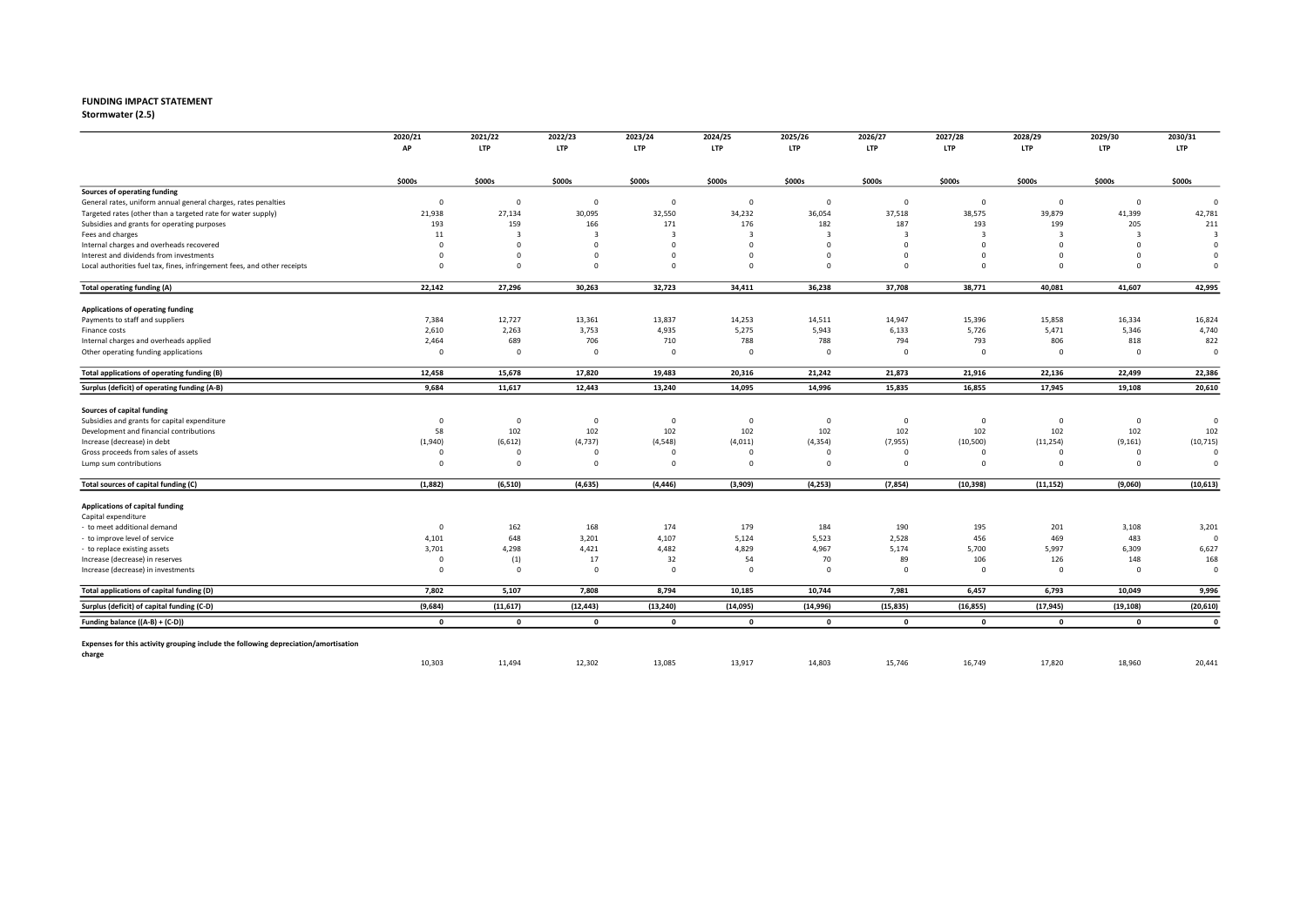**FUNDING IMPACT STATEMENT**

**Stormwater (2.5)**

| | 2020/21 AP | 2021/22 LTP | 2022/23 LTP | 2023/24 LTP | 2024/25 LTP | 2025/26 LTP | 2026/27 LTP | 2027/28 LTP | 2028/29 LTP | 2029/30 LTP | 2030/31 LTP |
|---|---|---|---|---|---|---|---|---|---|---|---|
| | $000s | $000s | $000s | $000s | $000s | $000s | $000s | $000s | $000s | $000s | $000s |
| **Sources of operating funding** | | | | | | | | | | | |
| General rates, uniform annual general charges, rates penalties | 0 | 0 | 0 | 0 | 0 | 0 | 0 | 0 | 0 | 0 | 0 |
| Targeted rates (other than a targeted rate for water supply) | 21,938 | 27,134 | 30,095 | 32,550 | 34,232 | 36,054 | 37,518 | 38,575 | 39,879 | 41,399 | 42,781 |
| Subsidies and grants for operating purposes | 193 | 159 | 166 | 171 | 176 | 182 | 187 | 193 | 199 | 205 | 211 |
| Fees and charges | 11 | 3 | 3 | 3 | 3 | 3 | 3 | 3 | 3 | 3 | 3 |
| Internal charges and overheads recovered | 0 | 0 | 0 | 0 | 0 | 0 | 0 | 0 | 0 | 0 | 0 |
| Interest and dividends from investments | 0 | 0 | 0 | 0 | 0 | 0 | 0 | 0 | 0 | 0 | 0 |
| Local authorities fuel tax, fines, infringement fees, and other receipts | 0 | 0 | 0 | 0 | 0 | 0 | 0 | 0 | 0 | 0 | 0 |
| **Total operating funding (A)** | **22,142** | **27,296** | **30,263** | **32,723** | **34,411** | **36,238** | **37,708** | **38,771** | **40,081** | **41,607** | **42,995** |
| **Applications of operating funding** | | | | | | | | | | | |
| Payments to staff and suppliers | 7,384 | 12,727 | 13,361 | 13,837 | 14,253 | 14,511 | 14,947 | 15,396 | 15,858 | 16,334 | 16,824 |
| Finance costs | 2,610 | 2,263 | 3,753 | 4,935 | 5,275 | 5,943 | 6,133 | 5,726 | 5,471 | 5,346 | 4,740 |
| Internal charges and overheads applied | 2,464 | 689 | 706 | 710 | 788 | 788 | 794 | 793 | 806 | 818 | 822 |
| Other operating funding applications | 0 | 0 | 0 | 0 | 0 | 0 | 0 | 0 | 0 | 0 | 0 |
| **Total applications of operating funding (B)** | **12,458** | **15,678** | **17,820** | **19,483** | **20,316** | **21,242** | **21,873** | **21,916** | **22,136** | **22,499** | **22,386** |
| **Surplus (deficit) of operating funding (A-B)** | **9,684** | **11,617** | **12,443** | **13,240** | **14,095** | **14,996** | **15,835** | **16,855** | **17,945** | **19,108** | **20,610** |
| **Sources of capital funding** | | | | | | | | | | | |
| Subsidies and grants for capital expenditure | 0 | 0 | 0 | 0 | 0 | 0 | 0 | 0 | 0 | 0 | 0 |
| Development and financial contributions | 58 | 102 | 102 | 102 | 102 | 102 | 102 | 102 | 102 | 102 | 102 |
| Increase (decrease) in debt | (1,940) | (6,612) | (4,737) | (4,548) | (4,011) | (4,354) | (7,955) | (10,500) | (11,254) | (9,161) | (10,715) |
| Gross proceeds from sales of assets | 0 | 0 | 0 | 0 | 0 | 0 | 0 | 0 | 0 | 0 | 0 |
| Lump sum contributions | 0 | 0 | 0 | 0 | 0 | 0 | 0 | 0 | 0 | 0 | 0 |
| **Total sources of capital funding (C)** | **(1,882)** | **(6,510)** | **(4,635)** | **(4,446)** | **(3,909)** | **(4,253)** | **(7,854)** | **(10,398)** | **(11,152)** | **(9,060)** | **(10,613)** |
| **Applications of capital funding** | | | | | | | | | | | |
| Capital expenditure | | | | | | | | | | | |
| - to meet additional demand | 0 | 162 | 168 | 174 | 179 | 184 | 190 | 195 | 201 | 3,108 | 3,201 |
| - to improve level of service | 4,101 | 648 | 3,201 | 4,107 | 5,124 | 5,523 | 2,528 | 456 | 469 | 483 | 0 |
| - to replace existing assets | 3,701 | 4,298 | 4,421 | 4,482 | 4,829 | 4,967 | 5,174 | 5,700 | 5,997 | 6,309 | 6,627 |
| Increase (decrease) in reserves | 0 | (1) | 17 | 32 | 54 | 70 | 89 | 106 | 126 | 148 | 168 |
| Increase (decrease) in investments | 0 | 0 | 0 | 0 | 0 | 0 | 0 | 0 | 0 | 0 | 0 |
| **Total applications of capital funding (D)** | **7,802** | **5,107** | **7,808** | **8,794** | **10,185** | **10,744** | **7,981** | **6,457** | **6,793** | **10,049** | **9,996** |
| **Surplus (deficit) of capital funding (C-D)** | **(9,684)** | **(11,617)** | **(12,443)** | **(13,240)** | **(14,095)** | **(14,996)** | **(15,835)** | **(16,855)** | **(17,945)** | **(19,108)** | **(20,610)** |
| **Funding balance ((A-B) + (C-D))** | **0** | **0** | **0** | **0** | **0** | **0** | **0** | **0** | **0** | **0** | **0** |
| **Expenses for this activity grouping include the following depreciation/amortisation charge** | 10,303 | 11,494 | 12,302 | 13,085 | 13,917 | 14,803 | 15,746 | 16,749 | 17,820 | 18,960 | 20,441 |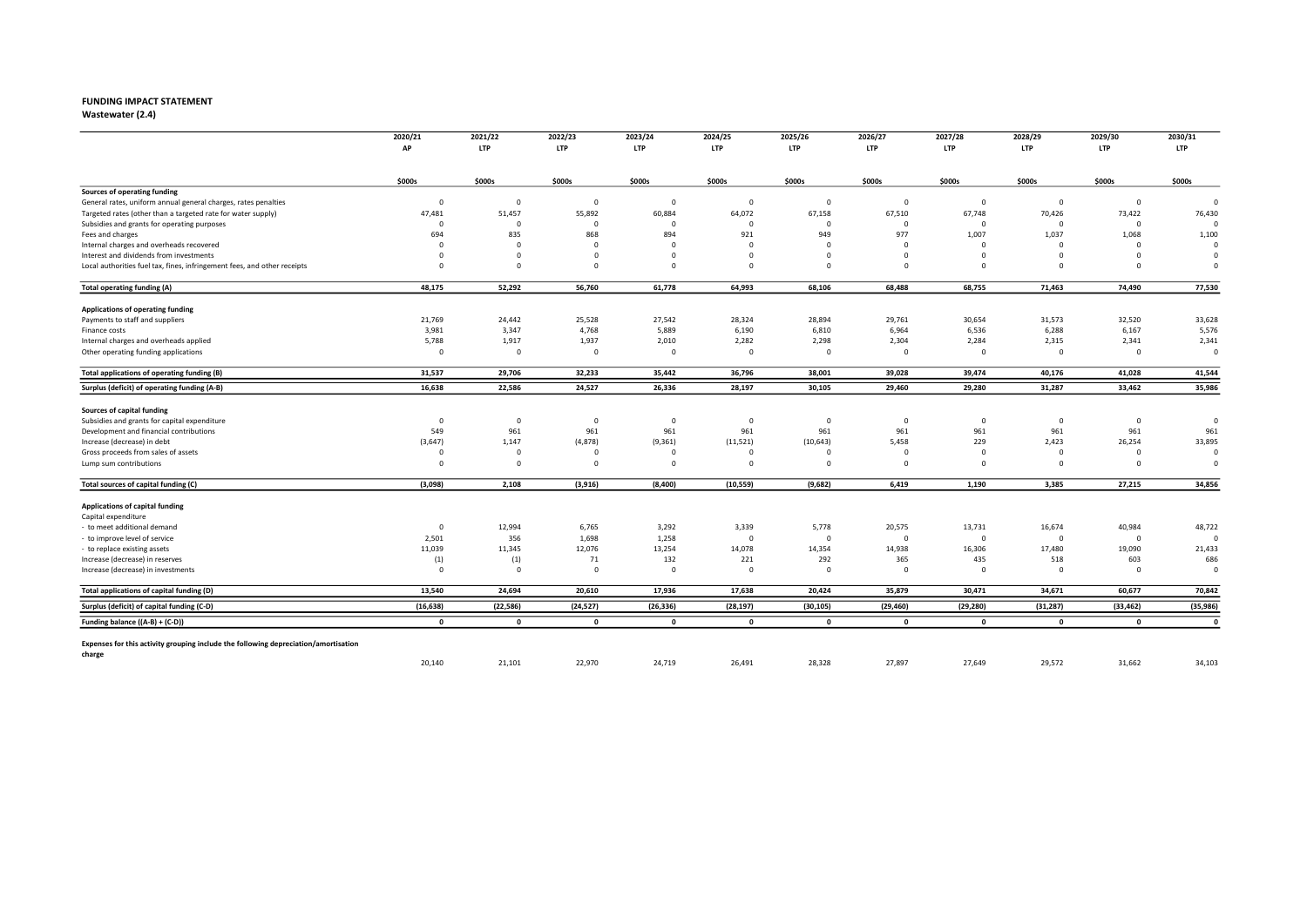**FUNDING IMPACT STATEMENT**
**Wastewater (2.4)**

| | 2020/21 AP | 2021/22 LTP | 2022/23 LTP | 2023/24 LTP | 2024/25 LTP | 2025/26 LTP | 2026/27 LTP | 2027/28 LTP | 2028/29 LTP | 2029/30 LTP | 2030/31 LTP |
|---|---|---|---|---|---|---|---|---|---|---|---|
| | $000s | $000s | $000s | $000s | $000s | $000s | $000s | $000s | $000s | $000s | $000s |
| **Sources of operating funding** | | | | | | | | | | | |
| General rates, uniform annual general charges, rates penalties | 0 | 0 | 0 | 0 | 0 | 0 | 0 | 0 | 0 | 0 | 0 |
| Targeted rates (other than a targeted rate for water supply) | 47,481 | 51,457 | 55,892 | 60,884 | 64,072 | 67,158 | 67,510 | 67,748 | 70,426 | 73,422 | 76,430 |
| Subsidies and grants for operating purposes | 0 | 0 | 0 | 0 | 0 | 0 | 0 | 0 | 0 | 0 | 0 |
| Fees and charges | 694 | 835 | 868 | 894 | 921 | 949 | 977 | 1,007 | 1,037 | 1,068 | 1,100 |
| Internal charges and overheads recovered | 0 | 0 | 0 | 0 | 0 | 0 | 0 | 0 | 0 | 0 | 0 |
| Interest and dividends from investments | 0 | 0 | 0 | 0 | 0 | 0 | 0 | 0 | 0 | 0 | 0 |
| Local authorities fuel tax, fines, infringement fees, and other receipts | 0 | 0 | 0 | 0 | 0 | 0 | 0 | 0 | 0 | 0 | 0 |
| **Total operating funding (A)** | **48,175** | **52,292** | **56,760** | **61,778** | **64,993** | **68,106** | **68,488** | **68,755** | **71,463** | **74,490** | **77,530** |
| **Applications of operating funding** | | | | | | | | | | | |
| Payments to staff and suppliers | 21,769 | 24,442 | 25,528 | 27,542 | 28,324 | 28,894 | 29,761 | 30,654 | 31,573 | 32,520 | 33,628 |
| Finance costs | 3,981 | 3,347 | 4,768 | 5,889 | 6,190 | 6,810 | 6,964 | 6,536 | 6,288 | 6,167 | 5,576 |
| Internal charges and overheads applied | 5,788 | 1,917 | 1,937 | 2,010 | 2,282 | 2,298 | 2,304 | 2,284 | 2,315 | 2,341 | 2,341 |
| Other operating funding applications | 0 | 0 | 0 | 0 | 0 | 0 | 0 | 0 | 0 | 0 | 0 |
| **Total applications of operating funding (B)** | **31,537** | **29,706** | **32,233** | **35,442** | **36,796** | **38,001** | **39,028** | **39,474** | **40,176** | **41,028** | **41,544** |
| **Surplus (deficit) of operating funding (A-B)** | **16,638** | **22,586** | **24,527** | **26,336** | **28,197** | **30,105** | **29,460** | **29,280** | **31,287** | **33,462** | **35,986** |
| **Sources of capital funding** | | | | | | | | | | | |
| Subsidies and grants for capital expenditure | 0 | 0 | 0 | 0 | 0 | 0 | 0 | 0 | 0 | 0 | 0 |
| Development and financial contributions | 549 | 961 | 961 | 961 | 961 | 961 | 961 | 961 | 961 | 961 | 961 |
| Increase (decrease) in debt | (3,647) | 1,147 | (4,878) | (9,361) | (11,521) | (10,643) | 5,458 | 229 | 2,423 | 26,254 | 33,895 |
| Gross proceeds from sales of assets | 0 | 0 | 0 | 0 | 0 | 0 | 0 | 0 | 0 | 0 | 0 |
| Lump sum contributions | 0 | 0 | 0 | 0 | 0 | 0 | 0 | 0 | 0 | 0 | 0 |
| **Total sources of capital funding (C)** | **(3,098)** | **2,108** | **(3,916)** | **(8,400)** | **(10,559)** | **(9,682)** | **6,419** | **1,190** | **3,385** | **27,215** | **34,856** |
| **Applications of capital funding** | | | | | | | | | | | |
| Capital expenditure | | | | | | | | | | | |
| - to meet additional demand | 0 | 12,994 | 6,765 | 3,292 | 3,339 | 5,778 | 20,575 | 13,731 | 16,674 | 40,984 | 48,722 |
| - to improve level of service | 2,501 | 356 | 1,698 | 1,258 | 0 | 0 | 0 | 0 | 0 | 0 | 0 |
| - to replace existing assets | 11,039 | 11,345 | 12,076 | 13,254 | 14,078 | 14,354 | 14,938 | 16,306 | 17,480 | 19,090 | 21,433 |
| Increase (decrease) in reserves | (1) | (1) | 71 | 132 | 221 | 292 | 365 | 435 | 518 | 603 | 686 |
| Increase (decrease) in investments | 0 | 0 | 0 | 0 | 0 | 0 | 0 | 0 | 0 | 0 | 0 |
| **Total applications of capital funding (D)** | **13,540** | **24,694** | **20,610** | **17,936** | **17,638** | **20,424** | **35,879** | **30,471** | **34,671** | **60,677** | **70,842** |
| **Surplus (deficit) of capital funding (C-D)** | **(16,638)** | **(22,586)** | **(24,527)** | **(26,336)** | **(28,197)** | **(30,105)** | **(29,460)** | **(29,280)** | **(31,287)** | **(33,462)** | **(35,986)** |
| **Funding balance ((A-B) + (C-D))** | **0** | **0** | **0** | **0** | **0** | **0** | **0** | **0** | **0** | **0** | **0** |
| **Expenses for this activity grouping include the following depreciation/amortisation charge** | 20,140 | 21,101 | 22,970 | 24,719 | 26,491 | 28,328 | 27,897 | 27,649 | 29,572 | 31,662 | 34,103 |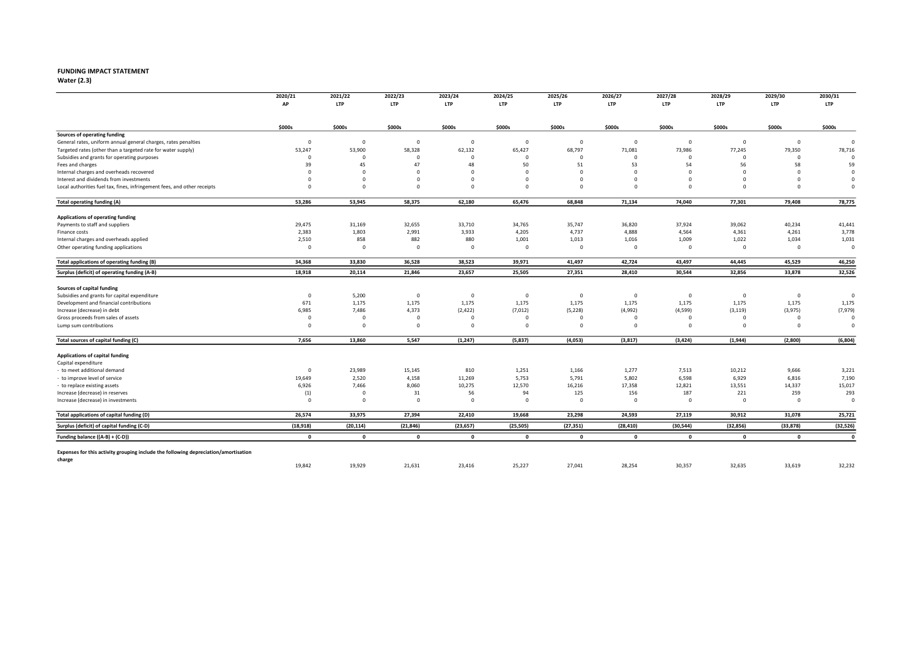**FUNDING IMPACT STATEMENT**

**Water (2.3)**

| | 2020/21 AP | 2021/22 LTP | 2022/23 LTP | 2023/24 LTP | 2024/25 LTP | 2025/26 LTP | 2026/27 LTP | 2027/28 LTP | 2028/29 LTP | 2029/30 LTP | 2030/31 LTP |
|---|---|---|---|---|---|---|---|---|---|---|---|
| | $000s | $000s | $000s | $000s | $000s | $000s | $000s | $000s | $000s | $000s | $000s |
| **Sources of operating funding** | | | | | | | | | | | |
| General rates, uniform annual general charges, rates penalties | 0 | 0 | 0 | 0 | 0 | 0 | 0 | 0 | 0 | 0 | 0 |
| Targeted rates (other than a targeted rate for water supply) | 53,247 | 53,900 | 58,328 | 62,132 | 65,427 | 68,797 | 71,081 | 73,986 | 77,245 | 79,350 | 78,716 |
| Subsidies and grants for operating purposes | 0 | 0 | 0 | 0 | 0 | 0 | 0 | 0 | 0 | 0 | 0 |
| Fees and charges | 39 | 45 | 47 | 48 | 50 | 51 | 53 | 54 | 56 | 58 | 59 |
| Internal charges and overheads recovered | 0 | 0 | 0 | 0 | 0 | 0 | 0 | 0 | 0 | 0 | 0 |
| Interest and dividends from investments | 0 | 0 | 0 | 0 | 0 | 0 | 0 | 0 | 0 | 0 | 0 |
| Local authorities fuel tax, fines, infringement fees, and other receipts | 0 | 0 | 0 | 0 | 0 | 0 | 0 | 0 | 0 | 0 | 0 |
| **Total operating funding (A)** | **53,286** | **53,945** | **58,375** | **62,180** | **65,476** | **68,848** | **71,134** | **74,040** | **77,301** | **79,408** | **78,775** |
| **Applications of operating funding** | | | | | | | | | | | |
| Payments to staff and suppliers | 29,475 | 31,169 | 32,655 | 33,710 | 34,765 | 35,747 | 36,820 | 37,924 | 39,062 | 40,234 | 41,441 |
| Finance costs | 2,383 | 1,803 | 2,991 | 3,933 | 4,205 | 4,737 | 4,888 | 4,564 | 4,361 | 4,261 | 3,778 |
| Internal charges and overheads applied | 2,510 | 858 | 882 | 880 | 1,001 | 1,013 | 1,016 | 1,009 | 1,022 | 1,034 | 1,031 |
| Other operating funding applications | 0 | 0 | 0 | 0 | 0 | 0 | 0 | 0 | 0 | 0 | 0 |
| **Total applications of operating funding (B)** | **34,368** | **33,830** | **36,528** | **38,523** | **39,971** | **41,497** | **42,724** | **43,497** | **44,445** | **45,529** | **46,250** |
| **Surplus (deficit) of operating funding (A-B)** | **18,918** | **20,114** | **21,846** | **23,657** | **25,505** | **27,351** | **28,410** | **30,544** | **32,856** | **33,878** | **32,526** |
| **Sources of capital funding** | | | | | | | | | | | |
| Subsidies and grants for capital expenditure | 0 | 5,200 | 0 | 0 | 0 | 0 | 0 | 0 | 0 | 0 | 0 |
| Development and financial contributions | 671 | 1,175 | 1,175 | 1,175 | 1,175 | 1,175 | 1,175 | 1,175 | 1,175 | 1,175 | 1,175 |
| Increase (decrease) in debt | 6,985 | 7,486 | 4,373 | (2,422) | (7,012) | (5,228) | (4,992) | (4,599) | (3,119) | (3,975) | (7,979) |
| Gross proceeds from sales of assets | 0 | 0 | 0 | 0 | 0 | 0 | 0 | 0 | 0 | 0 | 0 |
| Lump sum contributions | 0 | 0 | 0 | 0 | 0 | 0 | 0 | 0 | 0 | 0 | 0 |
| **Total sources of capital funding (C)** | **7,656** | **13,860** | **5,547** | **(1,247)** | **(5,837)** | **(4,053)** | **(3,817)** | **(3,424)** | **(1,944)** | **(2,800)** | **(6,804)** |
| **Applications of capital funding** | | | | | | | | | | | |
| Capital expenditure | | | | | | | | | | | |
| - to meet additional demand | 0 | 23,989 | 15,145 | 810 | 1,251 | 1,166 | 1,277 | 7,513 | 10,212 | 9,666 | 3,221 |
| - to improve level of service | 19,649 | 2,520 | 4,158 | 11,269 | 5,753 | 5,791 | 5,802 | 6,598 | 6,929 | 6,816 | 7,190 |
| - to replace existing assets | 6,926 | 7,466 | 8,060 | 10,275 | 12,570 | 16,216 | 17,358 | 12,821 | 13,551 | 14,337 | 15,017 |
| Increase (decrease) in reserves | (1) | 0 | 31 | 56 | 94 | 125 | 156 | 187 | 221 | 259 | 293 |
| Increase (decrease) in investments | 0 | 0 | 0 | 0 | 0 | 0 | 0 | 0 | 0 | 0 | 0 |
| **Total applications of capital funding (D)** | **26,574** | **33,975** | **27,394** | **22,410** | **19,668** | **23,298** | **24,593** | **27,119** | **30,912** | **31,078** | **25,721** |
| **Surplus (deficit) of capital funding (C-D)** | **(18,918)** | **(20,114)** | **(21,846)** | **(23,657)** | **(25,505)** | **(27,351)** | **(28,410)** | **(30,544)** | **(32,856)** | **(33,878)** | **(32,526)** |
| **Funding balance ((A-B) + (C-D))** | **0** | **0** | **0** | **0** | **0** | **0** | **0** | **0** | **0** | **0** | **0** |
| **Expenses for this activity grouping include the following depreciation/amortisation charge** | 19,842 | 19,929 | 21,631 | 23,416 | 25,227 | 27,041 | 28,254 | 30,357 | 32,635 | 33,619 | 32,232 |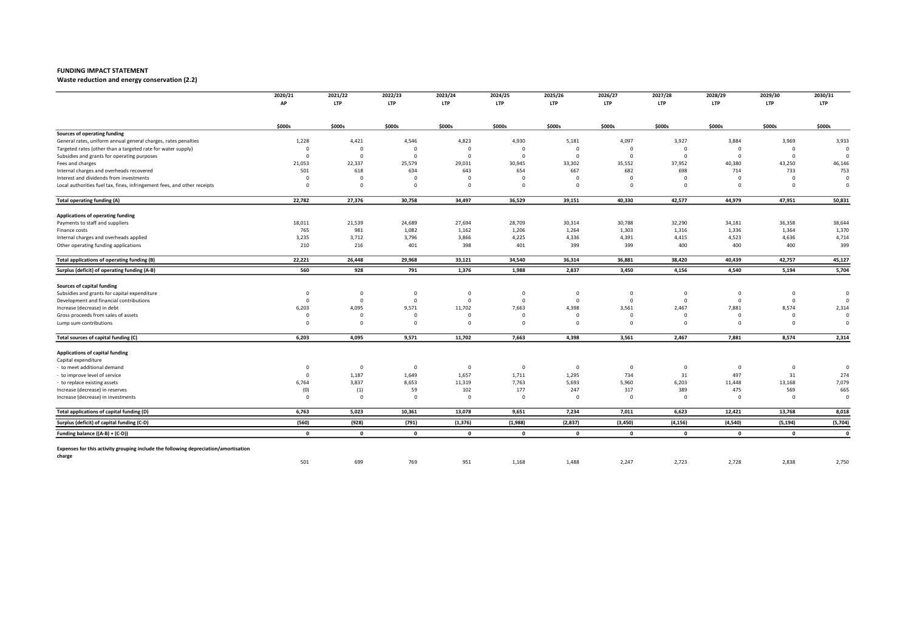**FUNDING IMPACT STATEMENT**

**Waste reduction and energy conservation (2.2)**

| | 2020/21 AP | 2021/22 LTP | 2022/23 LTP | 2023/24 LTP | 2024/25 LTP | 2025/26 LTP | 2026/27 LTP | 2027/28 LTP | 2028/29 LTP | 2029/30 LTP | 2030/31 LTP |
|---|---|---|---|---|---|---|---|---|---|---|---|
| | $000s | $000s | $000s | $000s | $000s | $000s | $000s | $000s | $000s | $000s | $000s |
| **Sources of operating funding** | | | | | | | | | | | |
| General rates, uniform annual general charges, rates penalties | 1,228 | 4,421 | 4,546 | 4,823 | 4,930 | 5,181 | 4,097 | 3,927 | 3,884 | 3,969 | 3,933 |
| Targeted rates (other than a targeted rate for water supply) | 0 | 0 | 0 | 0 | 0 | 0 | 0 | 0 | 0 | 0 | 0 |
| Subsidies and grants for operating purposes | 0 | 0 | 0 | 0 | 0 | 0 | 0 | 0 | 0 | 0 | 0 |
| Fees and charges | 21,053 | 22,337 | 25,579 | 29,031 | 30,945 | 33,302 | 35,552 | 37,952 | 40,380 | 43,250 | 46,146 |
| Internal charges and overheads recovered | 501 | 618 | 634 | 643 | 654 | 667 | 682 | 698 | 714 | 733 | 753 |
| Interest and dividends from investments | 0 | 0 | 0 | 0 | 0 | 0 | 0 | 0 | 0 | 0 | 0 |
| Local authorities fuel tax, fines, infringement fees, and other receipts | 0 | 0 | 0 | 0 | 0 | 0 | 0 | 0 | 0 | 0 | 0 |
| **Total operating funding (A)** | **22,782** | **27,376** | **30,758** | **34,497** | **36,529** | **39,151** | **40,330** | **42,577** | **44,979** | **47,951** | **50,831** |
| **Applications of operating funding** | | | | | | | | | | | |
| Payments to staff and suppliers | 18,011 | 21,539 | 24,689 | 27,694 | 28,709 | 30,314 | 30,788 | 32,290 | 34,181 | 36,358 | 38,644 |
| Finance costs | 765 | 981 | 1,082 | 1,162 | 1,206 | 1,264 | 1,303 | 1,316 | 1,336 | 1,364 | 1,370 |
| Internal charges and overheads applied | 3,235 | 3,712 | 3,796 | 3,866 | 4,225 | 4,336 | 4,391 | 4,415 | 4,523 | 4,636 | 4,714 |
| Other operating funding applications | 210 | 216 | 401 | 398 | 401 | 399 | 399 | 400 | 400 | 400 | 399 |
| **Total applications of operating funding (B)** | **22,221** | **26,448** | **29,968** | **33,121** | **34,540** | **36,314** | **36,881** | **38,420** | **40,439** | **42,757** | **45,127** |
| **Surplus (deficit) of operating funding (A-B)** | **560** | **928** | **791** | **1,376** | **1,988** | **2,837** | **3,450** | **4,156** | **4,540** | **5,194** | **5,704** |
| **Sources of capital funding** | | | | | | | | | | | |
| Subsidies and grants for capital expenditure | 0 | 0 | 0 | 0 | 0 | 0 | 0 | 0 | 0 | 0 | 0 |
| Development and financial contributions | 0 | 0 | 0 | 0 | 0 | 0 | 0 | 0 | 0 | 0 | 0 |
| Increase (decrease) in debt | 6,203 | 4,095 | 9,571 | 11,702 | 7,663 | 4,398 | 3,561 | 2,467 | 7,881 | 8,574 | 2,314 |
| Gross proceeds from sales of assets | 0 | 0 | 0 | 0 | 0 | 0 | 0 | 0 | 0 | 0 | 0 |
| Lump sum contributions | 0 | 0 | 0 | 0 | 0 | 0 | 0 | 0 | 0 | 0 | 0 |
| **Total sources of capital funding (C)** | **6,203** | **4,095** | **9,571** | **11,702** | **7,663** | **4,398** | **3,561** | **2,467** | **7,881** | **8,574** | **2,314** |
| **Applications of capital funding** | | | | | | | | | | | |
| Capital expenditure | | | | | | | | | | | |
| - to meet additional demand | 0 | 0 | 0 | 0 | 0 | 0 | 0 | 0 | 0 | 0 | 0 |
| - to improve level of service | 0 | 1,187 | 1,649 | 1,657 | 1,711 | 1,295 | 734 | 31 | 497 | 31 | 274 |
| - to replace existing assets | 6,764 | 3,837 | 8,653 | 11,319 | 7,763 | 5,693 | 5,960 | 6,203 | 11,448 | 13,168 | 7,079 |
| Increase (decrease) in reserves | (0) | (1) | 59 | 102 | 177 | 247 | 317 | 389 | 475 | 569 | 665 |
| Increase (decrease) in investments | 0 | 0 | 0 | 0 | 0 | 0 | 0 | 0 | 0 | 0 | 0 |
| **Total applications of capital funding (D)** | **6,763** | **5,023** | **10,361** | **13,078** | **9,651** | **7,234** | **7,011** | **6,623** | **12,421** | **13,768** | **8,018** |
| **Surplus (deficit) of capital funding (C-D)** | **(560)** | **(928)** | **(791)** | **(1,376)** | **(1,988)** | **(2,837)** | **(3,450)** | **(4,156)** | **(4,540)** | **(5,194)** | **(5,704)** |
| **Funding balance ((A-B) + (C-D))** | **0** | **0** | **0** | **0** | **0** | **0** | **0** | **0** | **0** | **0** | **0** |
| **Expenses for this activity grouping include the following depreciation/amortisation charge** | 501 | 699 | 769 | 951 | 1,168 | 1,488 | 2,247 | 2,723 | 2,728 | 2,838 | 2,750 |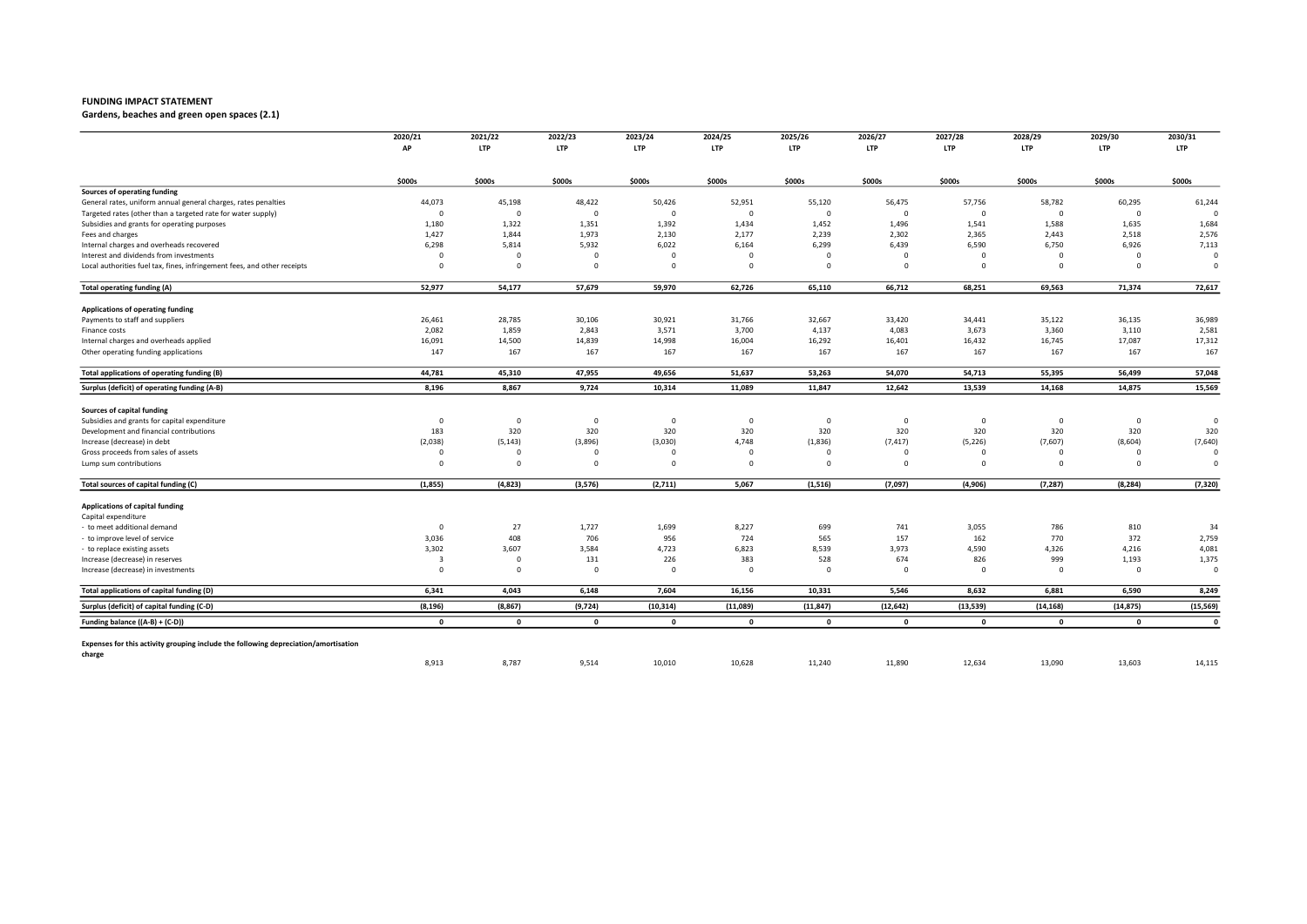**FUNDING IMPACT STATEMENT**

**Gardens, beaches and green open spaces (2.1)**

| | 2020/21 AP | 2021/22 LTP | 2022/23 LTP | 2023/24 LTP | 2024/25 LTP | 2025/26 LTP | 2026/27 LTP | 2027/28 LTP | 2028/29 LTP | 2029/30 LTP | 2030/31 LTP |
|---|---|---|---|---|---|---|---|---|---|---|---|
| | $000s | $000s | $000s | $000s | $000s | $000s | $000s | $000s | $000s | $000s | $000s |
| **Sources of operating funding** | | | | | | | | | | | |
| General rates, uniform annual general charges, rates penalties | 44,073 | 45,198 | 48,422 | 50,426 | 52,951 | 55,120 | 56,475 | 57,756 | 58,782 | 60,295 | 61,244 |
| Targeted rates (other than a targeted rate for water supply) | 0 | 0 | 0 | 0 | 0 | 0 | 0 | 0 | 0 | 0 | 0 |
| Subsidies and grants for operating purposes | 1,180 | 1,322 | 1,351 | 1,392 | 1,434 | 1,452 | 1,496 | 1,541 | 1,588 | 1,635 | 1,684 |
| Fees and charges | 1,427 | 1,844 | 1,973 | 2,130 | 2,177 | 2,239 | 2,302 | 2,365 | 2,443 | 2,518 | 2,576 |
| Internal charges and overheads recovered | 6,298 | 5,814 | 5,932 | 6,022 | 6,164 | 6,299 | 6,439 | 6,590 | 6,750 | 6,926 | 7,113 |
| Interest and dividends from investments | 0 | 0 | 0 | 0 | 0 | 0 | 0 | 0 | 0 | 0 | 0 |
| Local authorities fuel tax, fines, infringement fees, and other receipts | 0 | 0 | 0 | 0 | 0 | 0 | 0 | 0 | 0 | 0 | 0 |
| **Total operating funding (A)** | **52,977** | **54,177** | **57,679** | **59,970** | **62,726** | **65,110** | **66,712** | **68,251** | **69,563** | **71,374** | **72,617** |
| **Applications of operating funding** | | | | | | | | | | | |
| Payments to staff and suppliers | 26,461 | 28,785 | 30,106 | 30,921 | 31,766 | 32,667 | 33,420 | 34,441 | 35,122 | 36,135 | 36,989 |
| Finance costs | 2,082 | 1,859 | 2,843 | 3,571 | 3,700 | 4,137 | 4,083 | 3,673 | 3,360 | 3,110 | 2,581 |
| Internal charges and overheads applied | 16,091 | 14,500 | 14,839 | 14,998 | 16,004 | 16,292 | 16,401 | 16,432 | 16,745 | 17,087 | 17,312 |
| Other operating funding applications | 147 | 167 | 167 | 167 | 167 | 167 | 167 | 167 | 167 | 167 | 167 |
| **Total applications of operating funding (B)** | **44,781** | **45,310** | **47,955** | **49,656** | **51,637** | **53,263** | **54,070** | **54,713** | **55,395** | **56,499** | **57,048** |
| **Surplus (deficit) of operating funding (A-B)** | **8,196** | **8,867** | **9,724** | **10,314** | **11,089** | **11,847** | **12,642** | **13,539** | **14,168** | **14,875** | **15,569** |
| **Sources of capital funding** | | | | | | | | | | | |
| Subsidies and grants for capital expenditure | 0 | 0 | 0 | 0 | 0 | 0 | 0 | 0 | 0 | 0 | 0 |
| Development and financial contributions | 183 | 320 | 320 | 320 | 320 | 320 | 320 | 320 | 320 | 320 | 320 |
| Increase (decrease) in debt | (2,038) | (5,143) | (3,896) | (3,030) | 4,748 | (1,836) | (7,417) | (5,226) | (7,607) | (8,604) | (7,640) |
| Gross proceeds from sales of assets | 0 | 0 | 0 | 0 | 0 | 0 | 0 | 0 | 0 | 0 | 0 |
| Lump sum contributions | 0 | 0 | 0 | 0 | 0 | 0 | 0 | 0 | 0 | 0 | 0 |
| **Total sources of capital funding (C)** | **(1,855)** | **(4,823)** | **(3,576)** | **(2,711)** | **5,067** | **(1,516)** | **(7,097)** | **(4,906)** | **(7,287)** | **(8,284)** | **(7,320)** |
| **Applications of capital funding** | | | | | | | | | | | |
| Capital expenditure | | | | | | | | | | | |
| - to meet additional demand | 0 | 27 | 1,727 | 1,699 | 8,227 | 699 | 741 | 3,055 | 786 | 810 | 34 |
| - to improve level of service | 3,036 | 408 | 706 | 956 | 724 | 565 | 157 | 162 | 770 | 372 | 2,759 |
| - to replace existing assets | 3,302 | 3,607 | 3,584 | 4,723 | 6,823 | 8,539 | 3,973 | 4,590 | 4,326 | 4,216 | 4,081 |
| Increase (decrease) in reserves | 3 | 0 | 131 | 226 | 383 | 528 | 674 | 826 | 999 | 1,193 | 1,375 |
| Increase (decrease) in investments | 0 | 0 | 0 | 0 | 0 | 0 | 0 | 0 | 0 | 0 | 0 |
| **Total applications of capital funding (D)** | **6,341** | **4,043** | **6,148** | **7,604** | **16,156** | **10,331** | **5,546** | **8,632** | **6,881** | **6,590** | **8,249** |
| **Surplus (deficit) of capital funding (C-D)** | **(8,196)** | **(8,867)** | **(9,724)** | **(10,314)** | **(11,089)** | **(11,847)** | **(12,642)** | **(13,539)** | **(14,168)** | **(14,875)** | **(15,569)** |
| **Funding balance ((A-B) + (C-D))** | **0** | **0** | **0** | **0** | **0** | **0** | **0** | **0** | **0** | **0** | **0** |
| **Expenses for this activity grouping include the following depreciation/amortisation charge** | 8,913 | 8,787 | 9,514 | 10,010 | 10,628 | 11,240 | 11,890 | 12,634 | 13,090 | 13,603 | 14,115 |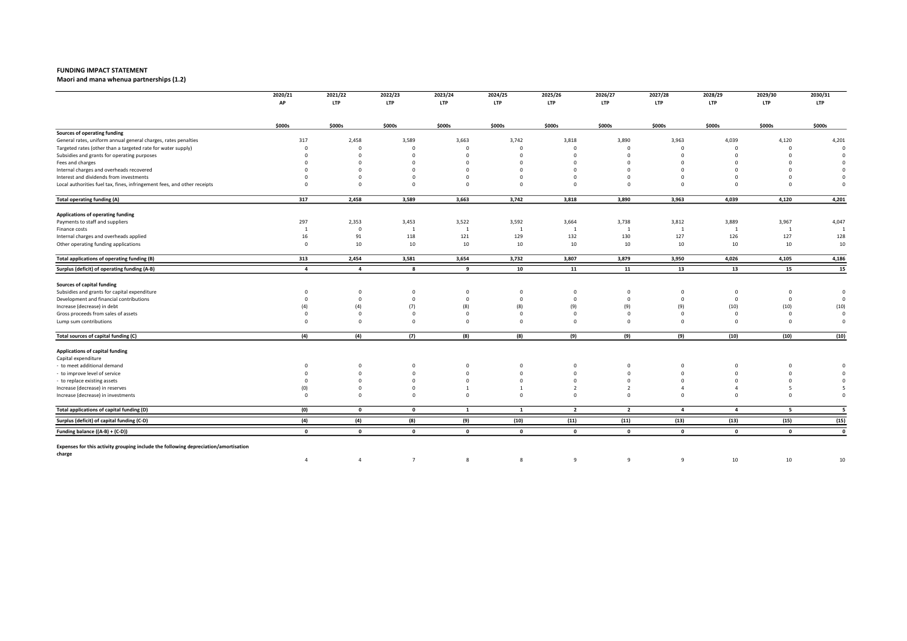**FUNDING IMPACT STATEMENT**

**Maori and mana whenua partnerships (1.2)**

| | 2020/21 AP | 2021/22 LTP | 2022/23 LTP | 2023/24 LTP | 2024/25 LTP | 2025/26 LTP | 2026/27 LTP | 2027/28 LTP | 2028/29 LTP | 2029/30 LTP | 2030/31 LTP |
|---|---|---|---|---|---|---|---|---|---|---|---|
| | $000s | $000s | $000s | $000s | $000s | $000s | $000s | $000s | $000s | $000s | $000s |
| **Sources of operating funding** | | | | | | | | | | | |
| General rates, uniform annual general charges, rates penalties | 317 | 2,458 | 3,589 | 3,663 | 3,742 | 3,818 | 3,890 | 3,963 | 4,039 | 4,120 | 4,201 |
| Targeted rates (other than a targeted rate for water supply) | 0 | 0 | 0 | 0 | 0 | 0 | 0 | 0 | 0 | 0 | 0 |
| Subsidies and grants for operating purposes | 0 | 0 | 0 | 0 | 0 | 0 | 0 | 0 | 0 | 0 | 0 |
| Fees and charges | 0 | 0 | 0 | 0 | 0 | 0 | 0 | 0 | 0 | 0 | 0 |
| Internal charges and overheads recovered | 0 | 0 | 0 | 0 | 0 | 0 | 0 | 0 | 0 | 0 | 0 |
| Interest and dividends from investments | 0 | 0 | 0 | 0 | 0 | 0 | 0 | 0 | 0 | 0 | 0 |
| Local authorities fuel tax, fines, infringement fees, and other receipts | 0 | 0 | 0 | 0 | 0 | 0 | 0 | 0 | 0 | 0 | 0 |
| **Total operating funding (A)** | **317** | **2,458** | **3,589** | **3,663** | **3,742** | **3,818** | **3,890** | **3,963** | **4,039** | **4,120** | **4,201** |
| **Applications of operating funding** | | | | | | | | | | | |
| Payments to staff and suppliers | 297 | 2,353 | 3,453 | 3,522 | 3,592 | 3,664 | 3,738 | 3,812 | 3,889 | 3,967 | 4,047 |
| Finance costs | 1 | 0 | 1 | 1 | 1 | 1 | 1 | 1 | 1 | 1 | 1 |
| Internal charges and overheads applied | 16 | 91 | 118 | 121 | 129 | 132 | 130 | 127 | 126 | 127 | 128 |
| Other operating funding applications | 0 | 10 | 10 | 10 | 10 | 10 | 10 | 10 | 10 | 10 | 10 |
| **Total applications of operating funding (B)** | **313** | **2,454** | **3,581** | **3,654** | **3,732** | **3,807** | **3,879** | **3,950** | **4,026** | **4,105** | **4,186** |
| **Surplus (deficit) of operating funding (A-B)** | **4** | **4** | **8** | **9** | **10** | **11** | **11** | **13** | **13** | **15** | **15** |
| **Sources of capital funding** | | | | | | | | | | | |
| Subsidies and grants for capital expenditure | 0 | 0 | 0 | 0 | 0 | 0 | 0 | 0 | 0 | 0 | 0 |
| Development and financial contributions | 0 | 0 | 0 | 0 | 0 | 0 | 0 | 0 | 0 | 0 | 0 |
| Increase (decrease) in debt | (4) | (4) | (7) | (8) | (8) | (9) | (9) | (9) | (10) | (10) | (10) |
| Gross proceeds from sales of assets | 0 | 0 | 0 | 0 | 0 | 0 | 0 | 0 | 0 | 0 | 0 |
| Lump sum contributions | 0 | 0 | 0 | 0 | 0 | 0 | 0 | 0 | 0 | 0 | 0 |
| **Total sources of capital funding (C)** | **(4)** | **(4)** | **(7)** | **(8)** | **(8)** | **(9)** | **(9)** | **(9)** | **(10)** | **(10)** | **(10)** |
| **Applications of capital funding** | | | | | | | | | | | |
| Capital expenditure | | | | | | | | | | | |
| - to meet additional demand | 0 | 0 | 0 | 0 | 0 | 0 | 0 | 0 | 0 | 0 | 0 |
| - to improve level of service | 0 | 0 | 0 | 0 | 0 | 0 | 0 | 0 | 0 | 0 | 0 |
| - to replace existing assets | 0 | 0 | 0 | 0 | 0 | 0 | 0 | 0 | 0 | 0 | 0 |
| Increase (decrease) in reserves | (0) | 0 | 0 | 1 | 1 | 2 | 2 | 4 | 4 | 5 | 5 |
| Increase (decrease) in investments | 0 | 0 | 0 | 0 | 0 | 0 | 0 | 0 | 0 | 0 | 0 |
| **Total applications of capital funding (D)** | **(0)** | **0** | **0** | **1** | **1** | **2** | **2** | **4** | **4** | **5** | **5** |
| **Surplus (deficit) of capital funding (C-D)** | **(4)** | **(4)** | **(8)** | **(9)** | **(10)** | **(11)** | **(11)** | **(13)** | **(13)** | **(15)** | **(15)** |
| **Funding balance ((A-B) + (C-D))** | **0** | **0** | **0** | **0** | **0** | **0** | **0** | **0** | **0** | **0** | **0** |
| **Expenses for this activity grouping include the following depreciation/amortisation charge** | 4 | 4 | 7 | 8 | 8 | 9 | 9 | 9 | 10 | 10 | 10 |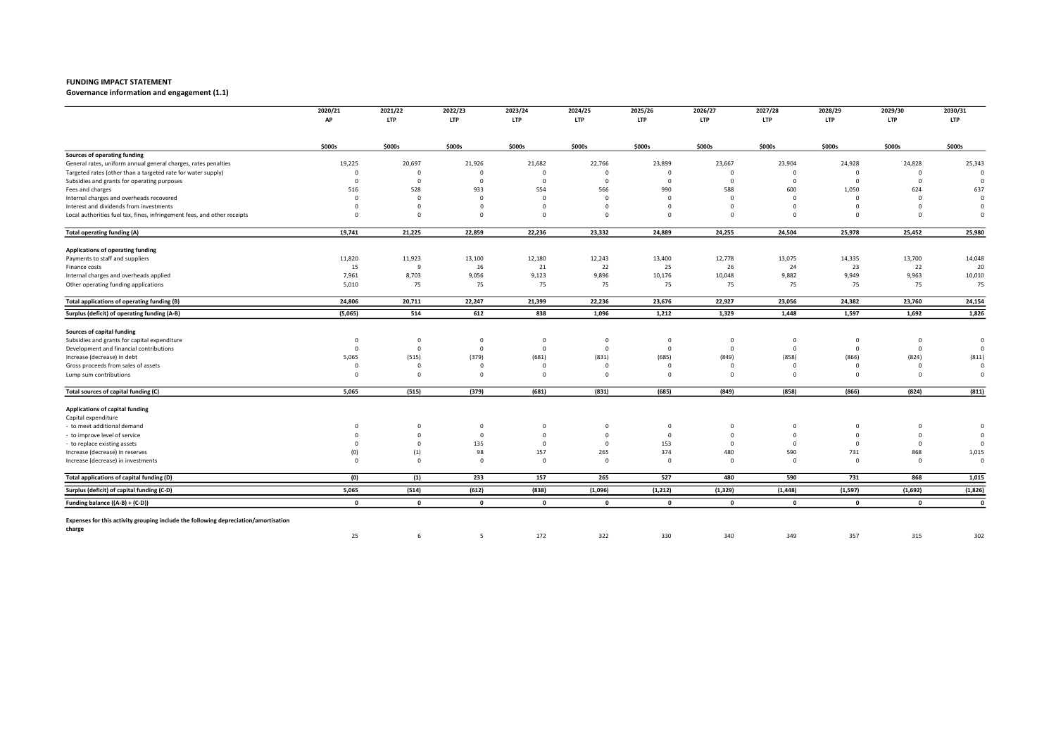**FUNDING IMPACT STATEMENT**

**Governance information and engagement (1.1)**

| | 2020/21 AP | 2021/22 LTP | 2022/23 LTP | 2023/24 LTP | 2024/25 LTP | 2025/26 LTP | 2026/27 LTP | 2027/28 LTP | 2028/29 LTP | 2029/30 LTP | 2030/31 LTP |
|---|---|---|---|---|---|---|---|---|---|---|---|
| | $000s | $000s | $000s | $000s | $000s | $000s | $000s | $000s | $000s | $000s | $000s |
| **Sources of operating funding** | | | | | | | | | | | |
| General rates, uniform annual general charges, rates penalties | 19,225 | 20,697 | 21,926 | 21,682 | 22,766 | 23,899 | 23,667 | 23,904 | 24,928 | 24,828 | 25,343 |
| Targeted rates (other than a targeted rate for water supply) | 0 | 0 | 0 | 0 | 0 | 0 | 0 | 0 | 0 | 0 | 0 |
| Subsidies and grants for operating purposes | 0 | 0 | 0 | 0 | 0 | 0 | 0 | 0 | 0 | 0 | 0 |
| Fees and charges | 516 | 528 | 933 | 554 | 566 | 990 | 588 | 600 | 1,050 | 624 | 637 |
| Internal charges and overheads recovered | 0 | 0 | 0 | 0 | 0 | 0 | 0 | 0 | 0 | 0 | 0 |
| Interest and dividends from investments | 0 | 0 | 0 | 0 | 0 | 0 | 0 | 0 | 0 | 0 | 0 |
| Local authorities fuel tax, fines, infringement fees, and other receipts | 0 | 0 | 0 | 0 | 0 | 0 | 0 | 0 | 0 | 0 | 0 |
| **Total operating funding (A)** | **19,741** | **21,225** | **22,859** | **22,236** | **23,332** | **24,889** | **24,255** | **24,504** | **25,978** | **25,452** | **25,980** |
| **Applications of operating funding** | | | | | | | | | | | |
| Payments to staff and suppliers | 11,820 | 11,923 | 13,100 | 12,180 | 12,243 | 13,400 | 12,778 | 13,075 | 14,335 | 13,700 | 14,048 |
| Finance costs | 15 | 9 | 16 | 21 | 22 | 25 | 26 | 24 | 23 | 22 | 20 |
| Internal charges and overheads applied | 7,961 | 8,703 | 9,056 | 9,123 | 9,896 | 10,176 | 10,048 | 9,882 | 9,949 | 9,963 | 10,010 |
| Other operating funding applications | 5,010 | 75 | 75 | 75 | 75 | 75 | 75 | 75 | 75 | 75 | 75 |
| **Total applications of operating funding (B)** | **24,806** | **20,711** | **22,247** | **21,399** | **22,236** | **23,676** | **22,927** | **23,056** | **24,382** | **23,760** | **24,154** |
| **Surplus (deficit) of operating funding (A-B)** | **(5,065)** | **514** | **612** | **838** | **1,096** | **1,212** | **1,329** | **1,448** | **1,597** | **1,692** | **1,826** |
| **Sources of capital funding** | | | | | | | | | | | |
| Subsidies and grants for capital expenditure | 0 | 0 | 0 | 0 | 0 | 0 | 0 | 0 | 0 | 0 | 0 |
| Development and financial contributions | 0 | 0 | 0 | 0 | 0 | 0 | 0 | 0 | 0 | 0 | 0 |
| Increase (decrease) in debt | 5,065 | (515) | (379) | (681) | (831) | (685) | (849) | (858) | (866) | (824) | (811) |
| Gross proceeds from sales of assets | 0 | 0 | 0 | 0 | 0 | 0 | 0 | 0 | 0 | 0 | 0 |
| Lump sum contributions | 0 | 0 | 0 | 0 | 0 | 0 | 0 | 0 | 0 | 0 | 0 |
| **Total sources of capital funding (C)** | **5,065** | **(515)** | **(379)** | **(681)** | **(831)** | **(685)** | **(849)** | **(858)** | **(866)** | **(824)** | **(811)** |
| **Applications of capital funding** | | | | | | | | | | | |
| Capital expenditure | | | | | | | | | | | |
| - to meet additional demand | 0 | 0 | 0 | 0 | 0 | 0 | 0 | 0 | 0 | 0 | 0 |
| - to improve level of service | 0 | 0 | 0 | 0 | 0 | 0 | 0 | 0 | 0 | 0 | 0 |
| - to replace existing assets | 0 | 0 | 135 | 0 | 0 | 153 | 0 | 0 | 0 | 0 | 0 |
| Increase (decrease) in reserves | (0) | (1) | 98 | 157 | 265 | 374 | 480 | 590 | 731 | 868 | 1,015 |
| Increase (decrease) in investments | 0 | 0 | 0 | 0 | 0 | 0 | 0 | 0 | 0 | 0 | 0 |
| **Total applications of capital funding (D)** | **(0)** | **(1)** | **233** | **157** | **265** | **527** | **480** | **590** | **731** | **868** | **1,015** |
| **Surplus (deficit) of capital funding (C-D)** | **5,065** | **(514)** | **(612)** | **(838)** | **(1,096)** | **(1,212)** | **(1,329)** | **(1,448)** | **(1,597)** | **(1,692)** | **(1,826)** |
| **Funding balance ((A-B) + (C-D))** | **0** | **0** | **0** | **0** | **0** | **0** | **0** | **0** | **0** | **0** | **0** |
| **Expenses for this activity grouping include the following depreciation/amortisation charge** | 25 | 6 | 5 | 172 | 322 | 330 | 340 | 349 | 357 | 315 | 302 |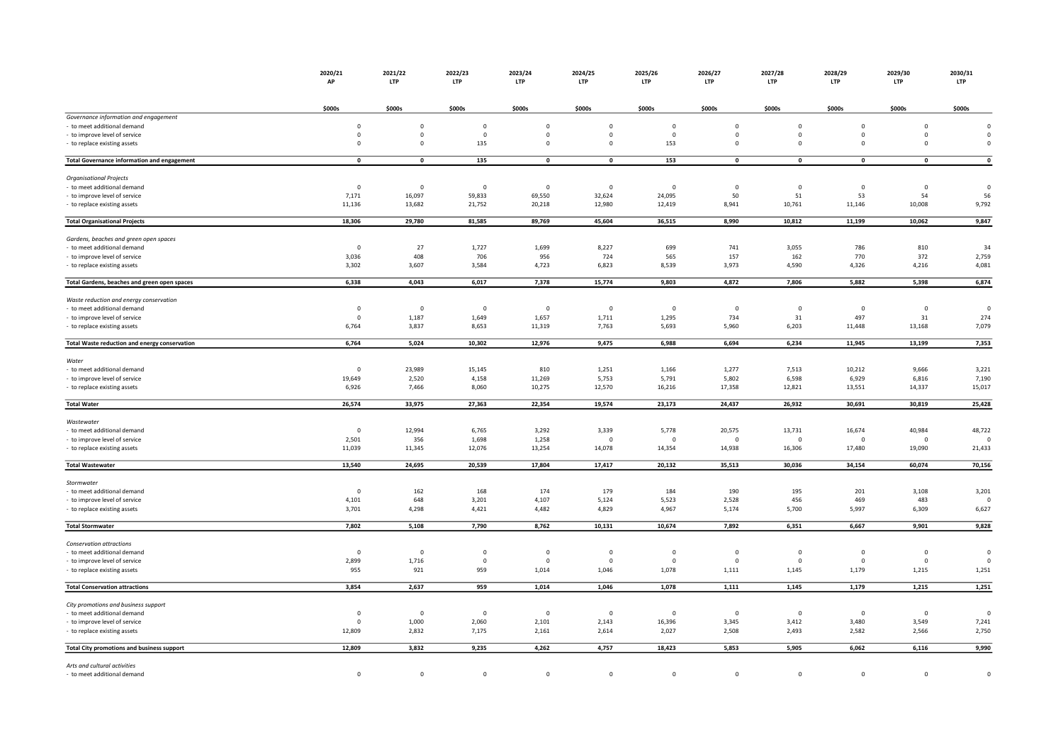| | 2020/21 AP | 2021/22 LTP | 2022/23 LTP | 2023/24 LTP | 2024/25 LTP | 2025/26 LTP | 2026/27 LTP | 2027/28 LTP | 2028/29 LTP | 2029/30 LTP | 2030/31 LTP |
|---|---|---|---|---|---|---|---|---|---|---|---|
| | $000s | $000s | $000s | $000s | $000s | $000s | $000s | $000s | $000s | $000s | $000s |
| *Governance information and engagement* | | | | | | | | | | | |
| - to meet additional demand | 0 | 0 | 0 | 0 | 0 | 0 | 0 | 0 | 0 | 0 | 0 |
| - to improve level of service | 0 | 0 | 0 | 0 | 0 | 0 | 0 | 0 | 0 | 0 | 0 |
| - to replace existing assets | 0 | 0 | 135 | 0 | 0 | 153 | 0 | 0 | 0 | 0 | 0 |
| **Total Governance information and engagement** | **0** | **0** | **135** | **0** | **0** | **153** | **0** | **0** | **0** | **0** | **0** |
| *Organisational Projects* | | | | | | | | | | | |
| - to meet additional demand | 0 | 0 | 0 | 0 | 0 | 0 | 0 | 0 | 0 | 0 | 0 |
| - to improve level of service | 7,171 | 16,097 | 59,833 | 69,550 | 32,624 | 24,095 | 50 | 51 | 53 | 54 | 56 |
| - to replace existing assets | 11,136 | 13,682 | 21,752 | 20,218 | 12,980 | 12,419 | 8,941 | 10,761 | 11,146 | 10,008 | 9,792 |
| **Total Organisational Projects** | **18,306** | **29,780** | **81,585** | **89,769** | **45,604** | **36,515** | **8,990** | **10,812** | **11,199** | **10,062** | **9,847** |
| *Gardens, beaches and green open spaces* | | | | | | | | | | | |
| - to meet additional demand | 0 | 27 | 1,727 | 1,699 | 8,227 | 699 | 741 | 3,055 | 786 | 810 | 34 |
| - to improve level of service | 3,036 | 408 | 706 | 956 | 724 | 565 | 157 | 162 | 770 | 372 | 2,759 |
| - to replace existing assets | 3,302 | 3,607 | 3,584 | 4,723 | 6,823 | 8,539 | 3,973 | 4,590 | 4,326 | 4,216 | 4,081 |
| **Total Gardens, beaches and green open spaces** | **6,338** | **4,043** | **6,017** | **7,378** | **15,774** | **9,803** | **4,872** | **7,806** | **5,882** | **5,398** | **6,874** |
| *Waste reduction and energy conservation* | | | | | | | | | | | |
| - to meet additional demand | 0 | 0 | 0 | 0 | 0 | 0 | 0 | 0 | 0 | 0 | 0 |
| - to improve level of service | 0 | 1,187 | 1,649 | 1,657 | 1,711 | 1,295 | 734 | 31 | 497 | 31 | 274 |
| - to replace existing assets | 6,764 | 3,837 | 8,653 | 11,319 | 7,763 | 5,693 | 5,960 | 6,203 | 11,448 | 13,168 | 7,079 |
| **Total Waste reduction and energy conservation** | **6,764** | **5,024** | **10,302** | **12,976** | **9,475** | **6,988** | **6,694** | **6,234** | **11,945** | **13,199** | **7,353** |
| *Water* | | | | | | | | | | | |
| - to meet additional demand | 0 | 23,989 | 15,145 | 810 | 1,251 | 1,166 | 1,277 | 7,513 | 10,212 | 9,666 | 3,221 |
| - to improve level of service | 19,649 | 2,520 | 4,158 | 11,269 | 5,753 | 5,791 | 5,802 | 6,598 | 6,929 | 6,816 | 7,190 |
| - to replace existing assets | 6,926 | 7,466 | 8,060 | 10,275 | 12,570 | 16,216 | 17,358 | 12,821 | 13,551 | 14,337 | 15,017 |
| **Total Water** | **26,574** | **33,975** | **27,363** | **22,354** | **19,574** | **23,173** | **24,437** | **26,932** | **30,691** | **30,819** | **25,428** |
| *Wastewater* | | | | | | | | | | | |
| - to meet additional demand | 0 | 12,994 | 6,765 | 3,292 | 3,339 | 5,778 | 20,575 | 13,731 | 16,674 | 40,984 | 48,722 |
| - to improve level of service | 2,501 | 356 | 1,698 | 1,258 | 0 | 0 | 0 | 0 | 0 | 0 | 0 |
| - to replace existing assets | 11,039 | 11,345 | 12,076 | 13,254 | 14,078 | 14,354 | 14,938 | 16,306 | 17,480 | 19,090 | 21,433 |
| **Total Wastewater** | **13,540** | **24,695** | **20,539** | **17,804** | **17,417** | **20,132** | **35,513** | **30,036** | **34,154** | **60,074** | **70,156** |
| *Stormwater* | | | | | | | | | | | |
| - to meet additional demand | 0 | 162 | 168 | 174 | 179 | 184 | 190 | 195 | 201 | 3,108 | 3,201 |
| - to improve level of service | 4,101 | 648 | 3,201 | 4,107 | 5,124 | 5,523 | 2,528 | 456 | 469 | 483 | 0 |
| - to replace existing assets | 3,701 | 4,298 | 4,421 | 4,482 | 4,829 | 4,967 | 5,174 | 5,700 | 5,997 | 6,309 | 6,627 |
| **Total Stormwater** | **7,802** | **5,108** | **7,790** | **8,762** | **10,131** | **10,674** | **7,892** | **6,351** | **6,667** | **9,901** | **9,828** |
| *Conservation attractions* | | | | | | | | | | | |
| - to meet additional demand | 0 | 0 | 0 | 0 | 0 | 0 | 0 | 0 | 0 | 0 | 0 |
| - to improve level of service | 2,899 | 1,716 | 0 | 0 | 0 | 0 | 0 | 0 | 0 | 0 | 0 |
| - to replace existing assets | 955 | 921 | 959 | 1,014 | 1,046 | 1,078 | 1,111 | 1,145 | 1,179 | 1,215 | 1,251 |
| **Total Conservation attractions** | **3,854** | **2,637** | **959** | **1,014** | **1,046** | **1,078** | **1,111** | **1,145** | **1,179** | **1,215** | **1,251** |
| *City promotions and business support* | | | | | | | | | | | |
| - to meet additional demand | 0 | 0 | 0 | 0 | 0 | 0 | 0 | 0 | 0 | 0 | 0 |
| - to improve level of service | 0 | 1,000 | 2,060 | 2,101 | 2,143 | 16,396 | 3,345 | 3,412 | 3,480 | 3,549 | 7,241 |
| - to replace existing assets | 12,809 | 2,832 | 7,175 | 2,161 | 2,614 | 2,027 | 2,508 | 2,493 | 2,582 | 2,566 | 2,750 |
| **Total City promotions and business support** | **12,809** | **3,832** | **9,235** | **4,262** | **4,757** | **18,423** | **5,853** | **5,905** | **6,062** | **6,116** | **9,990** |
| *Arts and cultural activities* | | | | | | | | | | | |
| - to meet additional demand | 0 | 0 | 0 | 0 | 0 | 0 | 0 | 0 | 0 | 0 | 0 |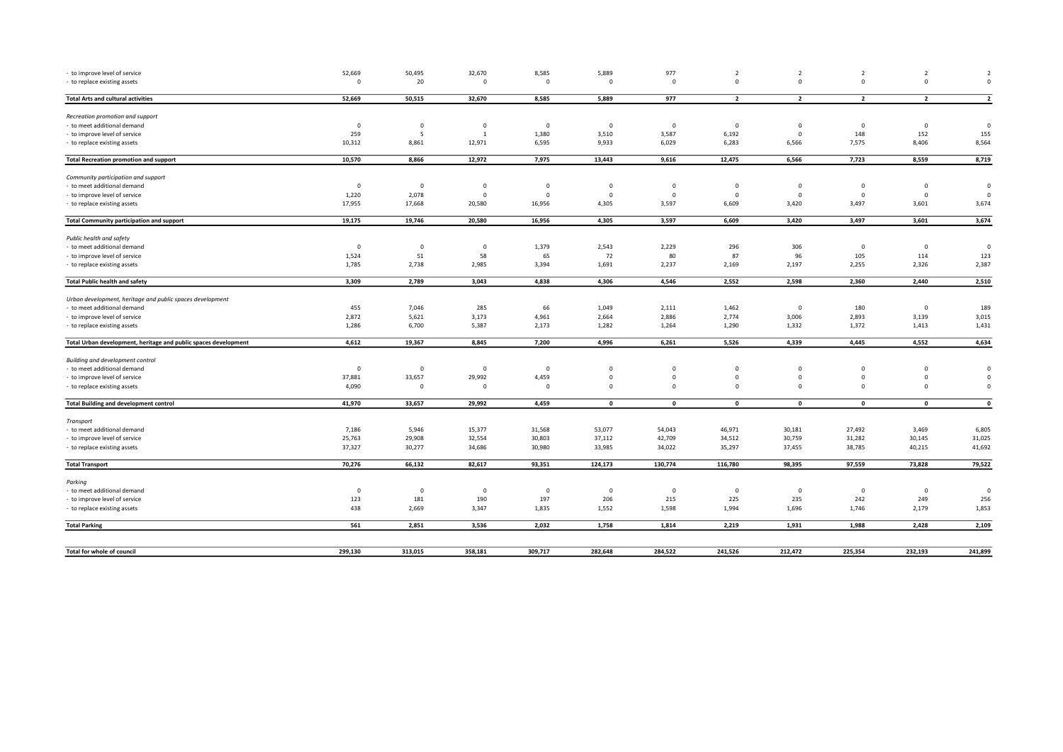| | | | | | | | | | | | |
|---|---|---|---|---|---|---|---|---|---|---|---|
| - to improve level of service | 52,669 | 50,495 | 32,670 | 8,585 | 5,889 | 977 | 2 | 2 | 2 | 2 | 2 |
| - to replace existing assets | 0 | 20 | 0 | 0 | 0 | 0 | 0 | 0 | 0 | 0 | 0 |
| **Total Arts and cultural activities** | **52,669** | **50,515** | **32,670** | **8,585** | **5,889** | **977** | **2** | **2** | **2** | **2** | **2** |
| *Recreation promotion and support* | | | | | | | | | | | |
| - to meet additional demand | 0 | 0 | 0 | 0 | 0 | 0 | 0 | 0 | 0 | 0 | 0 |
| - to improve level of service | 259 | 5 | 1 | 1,380 | 3,510 | 3,587 | 6,192 | 0 | 148 | 152 | 155 |
| - to replace existing assets | 10,312 | 8,861 | 12,971 | 6,595 | 9,933 | 6,029 | 6,283 | 6,566 | 7,575 | 8,406 | 8,564 |
| **Total Recreation promotion and support** | **10,570** | **8,866** | **12,972** | **7,975** | **13,443** | **9,616** | **12,475** | **6,566** | **7,723** | **8,559** | **8,719** |
| *Community participation and support* | | | | | | | | | | | |
| - to meet additional demand | 0 | 0 | 0 | 0 | 0 | 0 | 0 | 0 | 0 | 0 | 0 |
| - to improve level of service | 1,220 | 2,078 | 0 | 0 | 0 | 0 | 0 | 0 | 0 | 0 | 0 |
| - to replace existing assets | 17,955 | 17,668 | 20,580 | 16,956 | 4,305 | 3,597 | 6,609 | 3,420 | 3,497 | 3,601 | 3,674 |
| **Total Community participation and support** | **19,175** | **19,746** | **20,580** | **16,956** | **4,305** | **3,597** | **6,609** | **3,420** | **3,497** | **3,601** | **3,674** |
| *Public health and safety* | | | | | | | | | | | |
| - to meet additional demand | 0 | 0 | 0 | 1,379 | 2,543 | 2,229 | 296 | 306 | 0 | 0 | 0 |
| - to improve level of service | 1,524 | 51 | 58 | 65 | 72 | 80 | 87 | 96 | 105 | 114 | 123 |
| - to replace existing assets | 1,785 | 2,738 | 2,985 | 3,394 | 1,691 | 2,237 | 2,169 | 2,197 | 2,255 | 2,326 | 2,387 |
| **Total Public health and safety** | **3,309** | **2,789** | **3,043** | **4,838** | **4,306** | **4,546** | **2,552** | **2,598** | **2,360** | **2,440** | **2,510** |
| *Urban development, heritage and public spaces development* | | | | | | | | | | | |
| - to meet additional demand | 455 | 7,046 | 285 | 66 | 1,049 | 2,111 | 1,462 | 0 | 180 | 0 | 189 |
| - to improve level of service | 2,872 | 5,621 | 3,173 | 4,961 | 2,664 | 2,886 | 2,774 | 3,006 | 2,893 | 3,139 | 3,015 |
| - to replace existing assets | 1,286 | 6,700 | 5,387 | 2,173 | 1,282 | 1,264 | 1,290 | 1,332 | 1,372 | 1,413 | 1,431 |
| **Total Urban development, heritage and public spaces development** | **4,612** | **19,367** | **8,845** | **7,200** | **4,996** | **6,261** | **5,526** | **4,339** | **4,445** | **4,552** | **4,634** |
| *Building and development control* | | | | | | | | | | | |
| - to meet additional demand | 0 | 0 | 0 | 0 | 0 | 0 | 0 | 0 | 0 | 0 | 0 |
| - to improve level of service | 37,881 | 33,657 | 29,992 | 4,459 | 0 | 0 | 0 | 0 | 0 | 0 | 0 |
| - to replace existing assets | 4,090 | 0 | 0 | 0 | 0 | 0 | 0 | 0 | 0 | 0 | 0 |
| **Total Building and development control** | **41,970** | **33,657** | **29,992** | **4,459** | **0** | **0** | **0** | **0** | **0** | **0** | **0** |
| *Transport* | | | | | | | | | | | |
| - to meet additional demand | 7,186 | 5,946 | 15,377 | 31,568 | 53,077 | 54,043 | 46,971 | 30,181 | 27,492 | 3,469 | 6,805 |
| - to improve level of service | 25,763 | 29,908 | 32,554 | 30,803 | 37,112 | 42,709 | 34,512 | 30,759 | 31,282 | 30,145 | 31,025 |
| - to replace existing assets | 37,327 | 30,277 | 34,686 | 30,980 | 33,985 | 34,022 | 35,297 | 37,455 | 38,785 | 40,215 | 41,692 |
| **Total Transport** | **70,276** | **66,132** | **82,617** | **93,351** | **124,173** | **130,774** | **116,780** | **98,395** | **97,559** | **73,828** | **79,522** |
| *Parking* | | | | | | | | | | | |
| - to meet additional demand | 0 | 0 | 0 | 0 | 0 | 0 | 0 | 0 | 0 | 0 | 0 |
| - to improve level of service | 123 | 181 | 190 | 197 | 206 | 215 | 225 | 235 | 242 | 249 | 256 |
| - to replace existing assets | 438 | 2,669 | 3,347 | 1,835 | 1,552 | 1,598 | 1,994 | 1,696 | 1,746 | 2,179 | 1,853 |
| **Total Parking** | **561** | **2,851** | **3,536** | **2,032** | **1,758** | **1,814** | **2,219** | **1,931** | **1,988** | **2,428** | **2,109** |
| **Total for whole of council** | **299,130** | **313,015** | **358,181** | **309,717** | **282,648** | **284,522** | **241,526** | **212,472** | **225,354** | **232,193** | **241,899** |